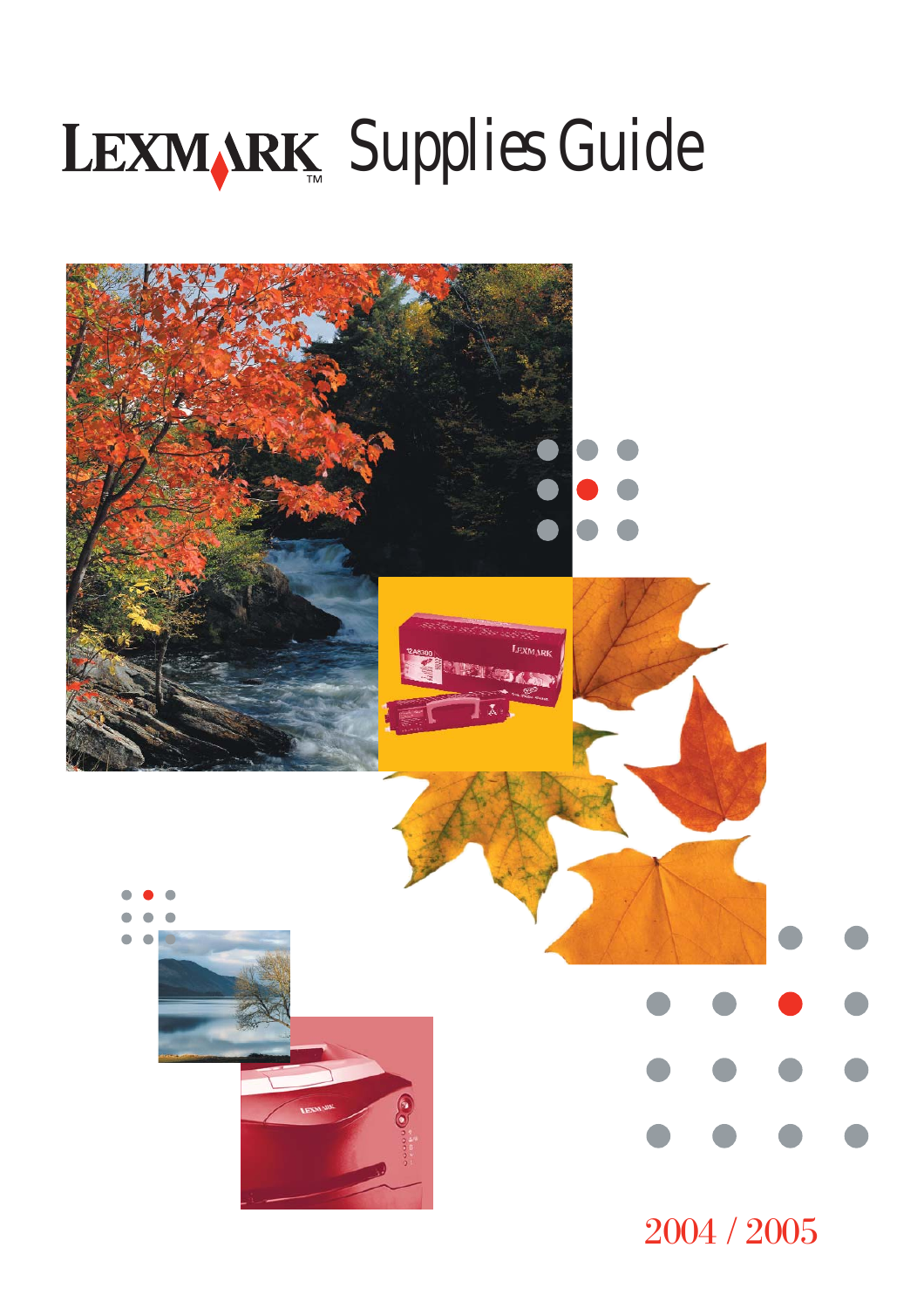# LEXMARK Supplies Guide

2004 / 2005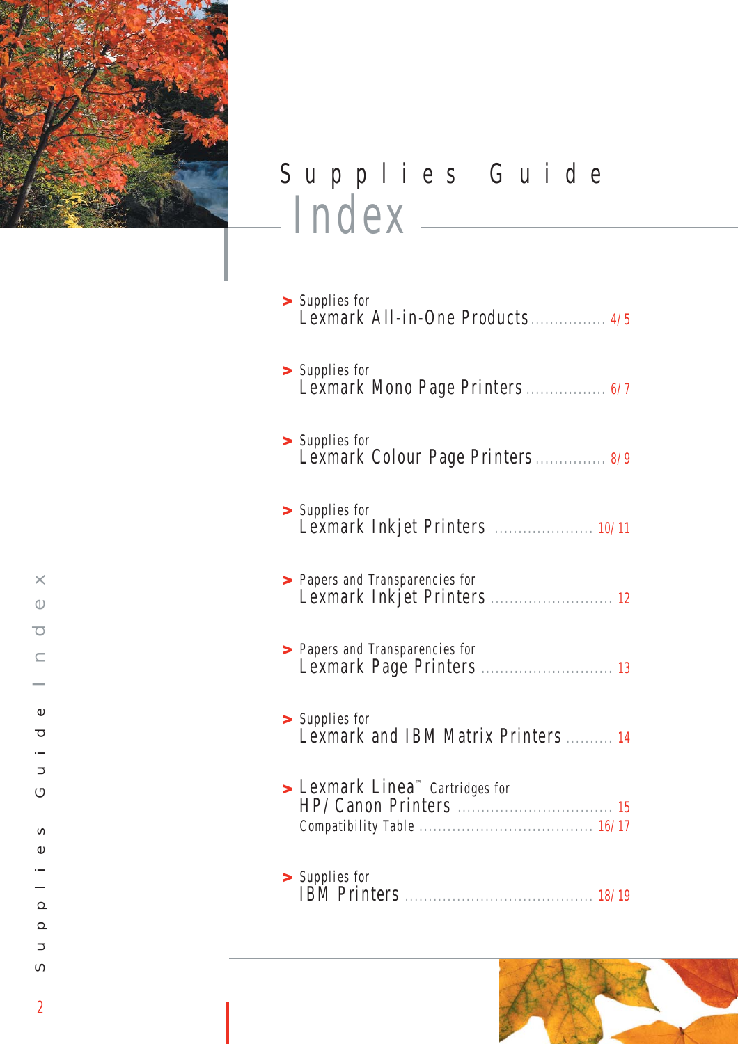# Supplies Guide
## Index

> Supplies for
**Lexmark All-in-One Products** ................ 4/5

> Supplies for
**Lexmark Mono Page Printers** ................ 6/7

> Supplies for
**Lexmark Colour Page Printers** ............... 8/9

> Supplies for
**Lexmark Inkjet Printers** ..................... 10/11

> Papers and Transparencies for
**Lexmark Inkjet Printers** .......................... 12

> Papers and Transparencies for
**Lexmark Page Printers** ............................ 13

> Supplies for
**Lexmark and IBM Matrix Printers** .......... 14

> Lexmark Linea™ Cartridges for
**HP/Canon Printers** .................................. 15
Compatibility Table ....................................... 16/17

> Supplies for
**IBM Printers** ........................................... 18/19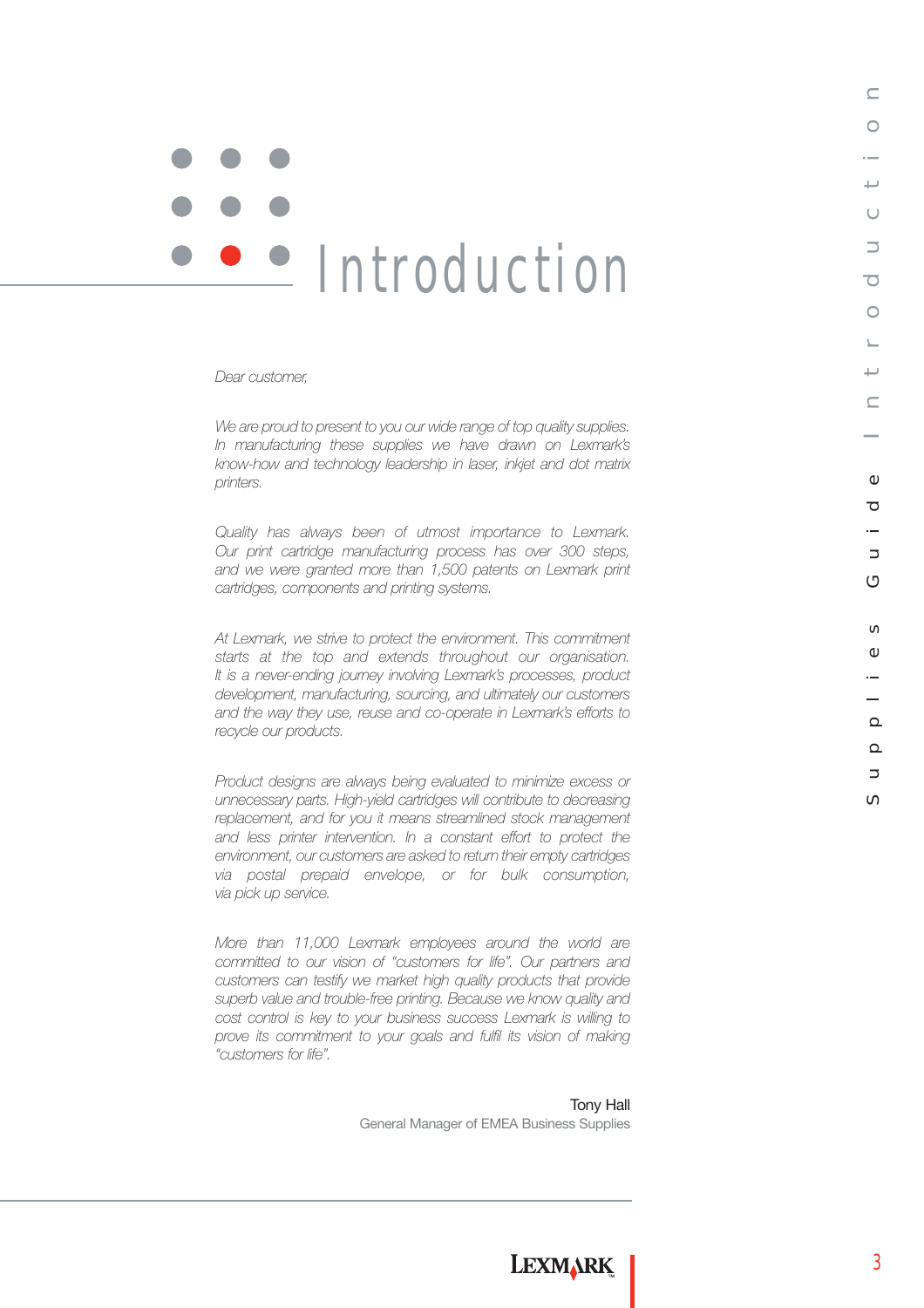# Introduction

*Dear customer,*

*We are proud to present to you our wide range of top quality supplies. In manufacturing these supplies we have drawn on Lexmark's know-how and technology leadership in laser, inkjet and dot matrix printers.*

*Quality has always been of utmost importance to Lexmark. Our print cartridge manufacturing process has over 300 steps, and we were granted more than 1,500 patents on Lexmark print cartridges, components and printing systems.*

*At Lexmark, we strive to protect the environment. This commitment starts at the top and extends throughout our organisation. It is a never-ending journey involving Lexmark's processes, product development, manufacturing, sourcing, and ultimately our customers and the way they use, reuse and co-operate in Lexmark's efforts to recycle our products.*

*Product designs are always being evaluated to minimize excess or unnecessary parts. High-yield cartridges will contribute to decreasing replacement, and for you it means streamlined stock management and less printer intervention. In a constant effort to protect the environment, our customers are asked to return their empty cartridges via postal prepaid envelope, or for bulk consumption, via pick up service.*

*More than 11,000 Lexmark employees around the world are committed to our vision of "customers for life". Our partners and customers can testify we market high quality products that provide superb value and trouble-free printing. Because we know quality and cost control is key to your business success Lexmark is willing to prove its commitment to your goals and fulfil its vision of making "customers for life".*

Tony Hall
General Manager of EMEA Business Supplies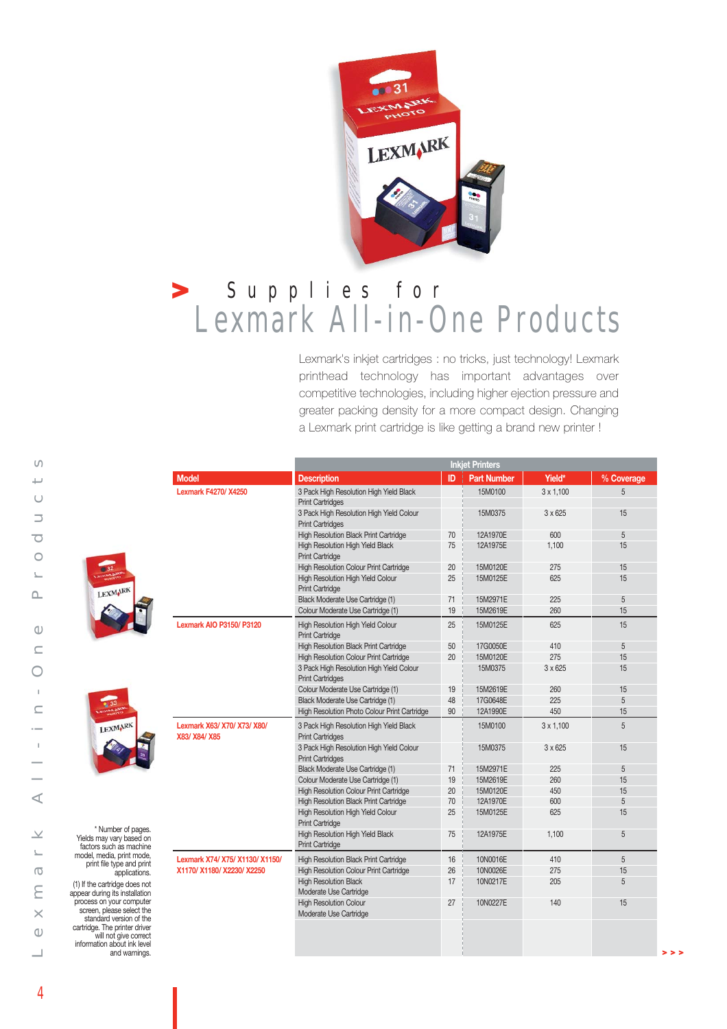# Supplies for Lexmark All-in-One Products

Lexmark's inkjet cartridges : no tricks, just technology! Lexmark printhead technology has important advantages over competitive technologies, including higher ejection pressure and greater packing density for a more compact design. Changing a Lexmark print cartridge is like getting a brand new printer !

| Model | Inkjet Printers | | | | |
|---|---|---|---|---|---|
| | Description | ID | Part Number | Yield* | % Coverage |
| Lexmark F4270/ X4250 | 3 Pack High Resolution High Yield Black Print Cartridges | | 15M0100 | 3 x 1,100 | 5 |
| | 3 Pack High Resolution High Yield Colour Print Cartridges | | 15M0375 | 3 x 625 | 15 |
| | High Resolution Black Print Cartridge | 70 | 12A1970E | 600 | 5 |
| | High Resolution High Yield Black Print Cartridge | 75 | 12A1975E | 1,100 | 15 |
| | High Resolution Colour Print Cartridge | 20 | 15M0120E | 275 | 15 |
| | High Resolution High Yield Colour Print Cartridge | 25 | 15M0125E | 625 | 15 |
| | Black Moderate Use Cartridge (1) | 71 | 15M2971E | 225 | 5 |
| | Colour Moderate Use Cartridge (1) | 19 | 15M2619E | 260 | 15 |
| Lexmark AIO P3150/ P3120 | High Resolution High Yield Colour Print Cartridge | 25 | 15M0125E | 625 | 15 |
| | High Resolution Black Print Cartridge | 50 | 17G0050E | 410 | 5 |
| | High Resolution Colour Print Cartridge | 20 | 15M0120E | 275 | 15 |
| | 3 Pack High Resolution High Yield Colour Print Cartridges | | 15M0375 | 3 x 625 | 15 |
| | Colour Moderate Use Cartridge (1) | 19 | 15M2619E | 260 | 15 |
| | Black Moderate Use Cartridge (1) | 48 | 17G0648E | 225 | 5 |
| | High Resolution Photo Colour Print Cartridge | 90 | 12A1990E | 450 | 15 |
| Lexmark X63/ X70/ X73/ X80/ X83/ X84/ X85 | 3 Pack High Resolution High Yield Black Print Cartridges | | 15M0100 | 3 x 1,100 | 5 |
| | 3 Pack High Resolution High Yield Colour Print Cartridges | | 15M0375 | 3 x 625 | 15 |
| | Black Moderate Use Cartridge (1) | 71 | 15M2971E | 225 | 5 |
| | Colour Moderate Use Cartridge (1) | 19 | 15M2619E | 260 | 15 |
| | High Resolution Colour Print Cartridge | 20 | 15M0120E | 450 | 15 |
| | High Resolution Black Print Cartridge | 70 | 12A1970E | 600 | 5 |
| | High Resolution High Yield Colour Print Cartridge | 25 | 15M0125E | 625 | 15 |
| | High Resolution High Yield Black Print Cartridge | 75 | 12A1975E | 1,100 | 5 |
| Lexmark X74/ X75/ X1130/ X1150/ X1170/ X1180/ X2230/ X2250 | High Resolution Black Print Cartridge | 16 | 10N0016E | 410 | 5 |
| | High Resolution Colour Print Cartridge | 26 | 10N0026E | 275 | 15 |
| | High Resolution Black Moderate Use Cartridge | 17 | 10N0217E | 205 | 5 |
| | High Resolution Colour Moderate Use Cartridge | 27 | 10N0227E | 140 | 15 |

\* Number of pages. Yields may vary based on factors such as machine model, media, print mode, print file type and print applications.

(1) If the cartridge does not appear during its installation process on your computer screen, please select the standard version of the cartridge. The printer driver will not give correct information about ink level and warnings.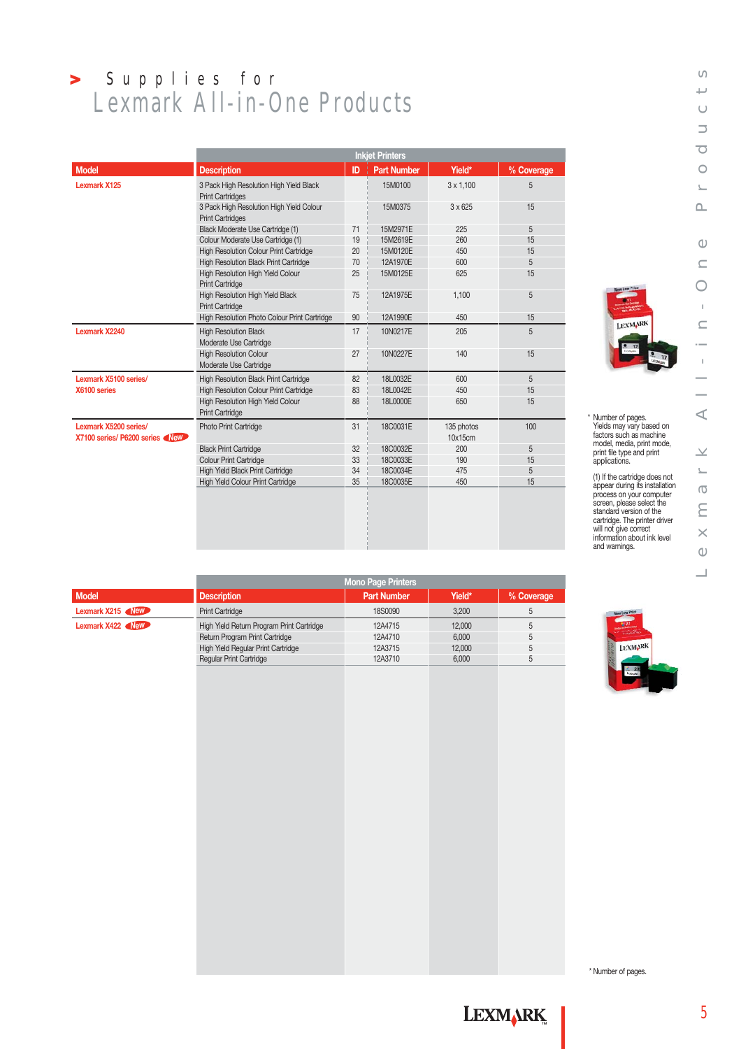# Supplies for Lexmark All-in-One Products

| Model | Description | ID | Part Number | Yield* | % Coverage |
|---|---|---|---|---|---|
| | **Inkjet Printers** | | | | |
| Lexmark X125 | 3 Pack High Resolution High Yield Black Print Cartridges | | 15M0100 | 3 x 1,100 | 5 |
| | 3 Pack High Resolution High Yield Colour Print Cartridges | | 15M0375 | 3 x 625 | 15 |
| | Black Moderate Use Cartridge (1) | 71 | 15M2971E | 225 | 5 |
| | Colour Moderate Use Cartridge (1) | 19 | 15M2619E | 260 | 15 |
| | High Resolution Colour Print Cartridge | 20 | 15M0120E | 450 | 15 |
| | High Resolution Black Print Cartridge | 70 | 12A1970E | 600 | 5 |
| | High Resolution High Yield Colour Print Cartridge | 25 | 15M0125E | 625 | 15 |
| | High Resolution High Yield Black Print Cartridge | 75 | 12A1975E | 1,100 | 5 |
| | High Resolution Photo Colour Print Cartridge | 90 | 12A1990E | 450 | 15 |
| Lexmark X2240 | High Resolution Black Moderate Use Cartridge | 17 | 10N0217E | 205 | 5 |
| | High Resolution Colour Moderate Use Cartridge | 27 | 10N0227E | 140 | 15 |
| Lexmark X5100 series/ X6100 series | High Resolution Black Print Cartridge | 82 | 18L0032E | 600 | 5 |
| | High Resolution Colour Print Cartridge | 83 | 18L0042E | 450 | 15 |
| | High Resolution High Yield Colour Print Cartridge | 88 | 18L0000E | 650 | 15 |
| Lexmark X5200 series/ X7100 series/ P6200 series New | Photo Print Cartridge | 31 | 18C0031E | 135 photos 10x15cm | 100 |
| | Black Print Cartridge | 32 | 18C0032E | 200 | 5 |
| | Colour Print Cartridge | 33 | 18C0033E | 190 | 15 |
| | High Yield Black Print Cartridge | 34 | 18C0034E | 475 | 5 |
| | High Yield Colour Print Cartridge | 35 | 18C0035E | 450 | 15 |

\* Number of pages. Yields may vary based on factors such as machine model, media, print mode, print file type and print applications.

(1) If the cartridge does not appear during its installation process on your computer screen, please select the standard version of the cartridge. The printer driver will not give correct information about ink level and warnings.

| Model | Description | Part Number | Yield* | % Coverage |
|---|---|---|---|---|
| | **Mono Page Printers** | | | |
| Lexmark X215 New | Print Cartridge | 18S0090 | 3,200 | 5 |
| Lexmark X422 New | High Yield Return Program Print Cartridge | 12A4715 | 12,000 | 5 |
| | Return Program Print Cartridge | 12A4710 | 6,000 | 5 |
| | High Yield Regular Print Cartridge | 12A3715 | 12,000 | 5 |
| | Regular Print Cartridge | 12A3710 | 6,000 | 5 |

\* Number of pages.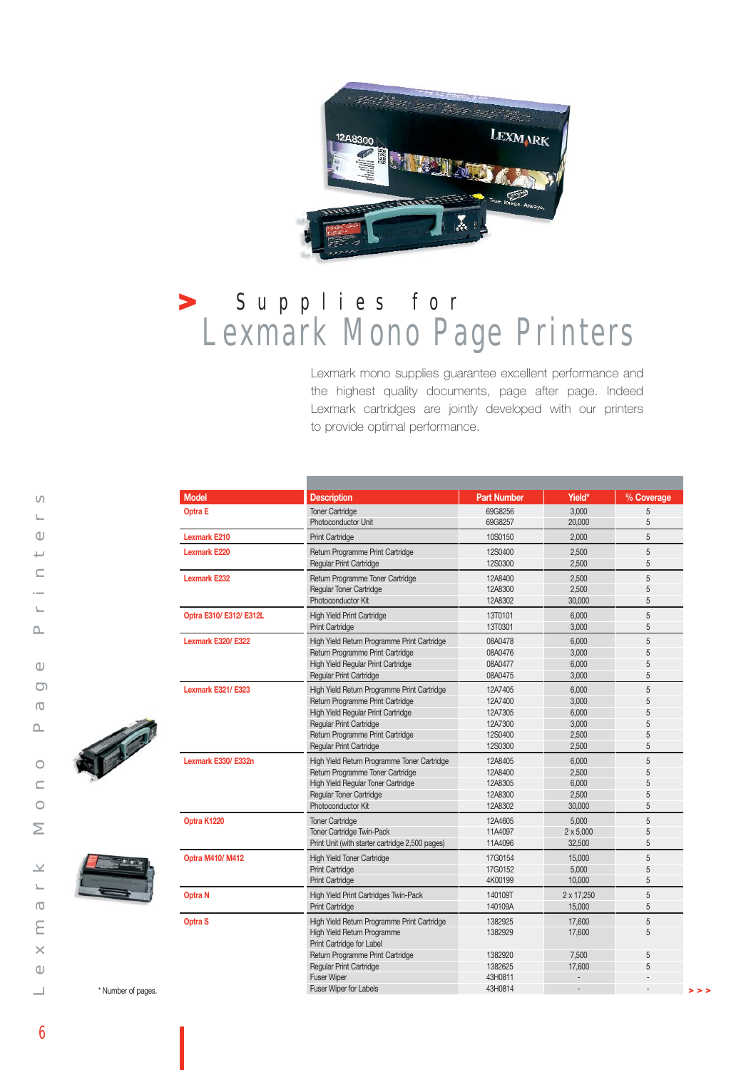# Supplies for Lexmark Mono Page Printers

Lexmark mono supplies guarantee excellent performance and the highest quality documents, page after page. Indeed Lexmark cartridges are jointly developed with our printers to provide optimal performance.

| Model | Description | Part Number | Yield* | % Coverage |
|---|---|---|---|---|
| Optra E | Toner Cartridge | 69G8256 | 3,000 | 5 |
| | Photoconductor Unit | 69G8257 | 20,000 | 5 |
| Lexmark E210 | Print Cartridge | 10S0150 | 2,000 | 5 |
| Lexmark E220 | Return Programme Print Cartridge | 12S0400 | 2,500 | 5 |
| | Regular Print Cartridge | 12S0300 | 2,500 | 5 |
| Lexmark E232 | Return Programme Toner Cartridge | 12A8400 | 2,500 | 5 |
| | Regular Toner Cartridge | 12A8300 | 2,500 | 5 |
| | Photoconductor Kit | 12A8302 | 30,000 | 5 |
| Optra E310/ E312/ E312L | High Yield Print Cartridge | 13T0101 | 6,000 | 5 |
| | Print Cartridge | 13T0301 | 3,000 | 5 |
| Lexmark E320/ E322 | High Yield Return Programme Print Cartridge | 08A0478 | 6,000 | 5 |
| | Return Programme Print Cartridge | 08A0476 | 3,000 | 5 |
| | High Yield Regular Print Cartridge | 08A0477 | 6,000 | 5 |
| | Regular Print Cartridge | 08A0475 | 3,000 | 5 |
| Lexmark E321/ E323 | High Yield Return Programme Print Cartridge | 12A7405 | 6,000 | 5 |
| | Return Programme Print Cartridge | 12A7400 | 3,000 | 5 |
| | High Yield Regular Print Cartridge | 12A7305 | 6,000 | 5 |
| | Regular Print Cartridge | 12A7300 | 3,000 | 5 |
| | Return Programme Print Cartridge | 12S0400 | 2,500 | 5 |
| | Regular Print Cartridge | 12S0300 | 2,500 | 5 |
| Lexmark E330/ E332n | High Yield Return Programme Toner Cartridge | 12A8405 | 6,000 | 5 |
| | Return Programme Toner Cartridge | 12A8400 | 2,500 | 5 |
| | High Yield Regular Toner Cartridge | 12A8305 | 6,000 | 5 |
| | Regular Toner Cartridge | 12A8300 | 2,500 | 5 |
| | Photoconductor Kit | 12A8302 | 30,000 | 5 |
| Optra K1220 | Toner Cartridge | 12A4605 | 5,000 | 5 |
| | Toner Cartridge Twin-Pack | 11A4097 | 2 x 5,000 | 5 |
| | Print Unit (with starter cartridge 2,500 pages) | 11A4096 | 32,500 | 5 |
| Optra M410/ M412 | High Yield Toner Cartridge | 17G0154 | 15,000 | 5 |
| | Print Cartridge | 17G0152 | 5,000 | 5 |
| | Print Cartridge | 4K00199 | 10,000 | 5 |
| Optra N | High Yield Print Cartridges Twin-Pack | 140109T | 2 x 17,250 | 5 |
| | Print Cartridge | 140109A | 15,000 | 5 |
| Optra S | High Yield Return Programme Print Cartridge | 1382925 | 17,600 | 5 |
| | High Yield Return Programme Print Cartridge for Label | 1382929 | 17,600 | 5 |
| | Return Programme Print Cartridge | 1382920 | 7,500 | 5 |
| | Regular Print Cartridge | 1382625 | 17,600 | 5 |
| | Fuser Wiper | 43H0811 | - | - |
| | Fuser Wiper for Labels | 43H0814 | - | - |

\* Number of pages.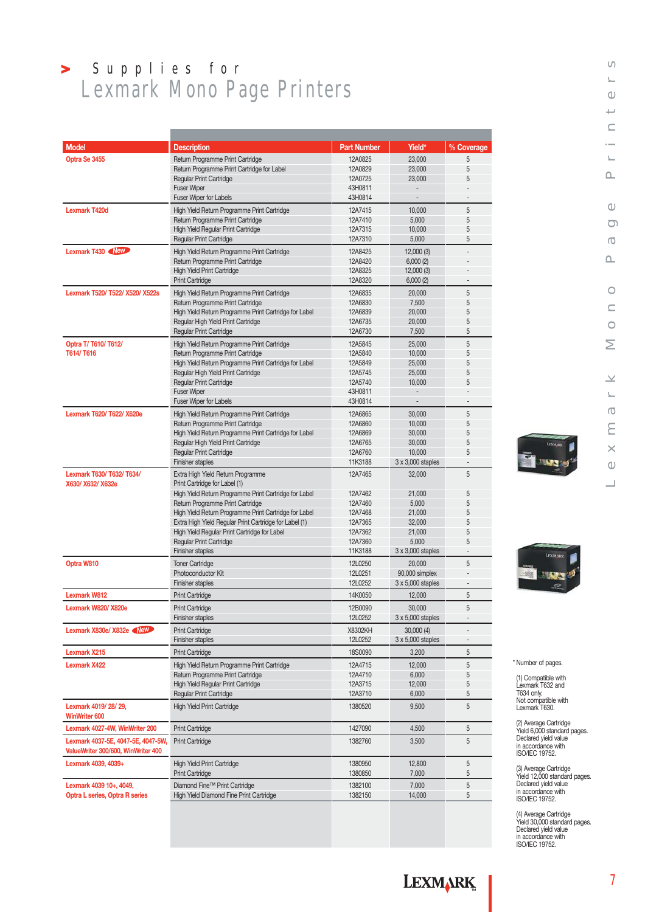# > Supplies for Lexmark Mono Page Printers

| Model | Description | Part Number | Yield* | % Coverage |
|---|---|---|---|---|
| Optra Se 3455 | Return Programme Print Cartridge | 12A0825 | 23,000 | 5 |
| | Return Programme Print Cartridge for Label | 12A0829 | 23,000 | 5 |
| | Regular Print Cartridge | 12A0725 | 23,000 | 5 |
| | Fuser Wiper | 43H0811 | - | - |
| | Fuser Wiper for Labels | 43H0814 | - | - |
| Lexmark T420d | High Yield Return Programme Print Cartridge | 12A7415 | 10,000 | 5 |
| | Return Programme Print Cartridge | 12A7410 | 5,000 | 5 |
| | High Yield Regular Print Cartridge | 12A7315 | 10,000 | 5 |
| | Regular Print Cartridge | 12A7310 | 5,000 | 5 |
| Lexmark T430 New | High Yield Return Programme Print Cartridge | 12A8425 | 12,000 (3) | - |
| | Return Programme Print Cartridge | 12A8420 | 6,000 (2) | - |
| | High Yield Print Cartridge | 12A8325 | 12,000 (3) | - |
| | Print Cartridge | 12A8320 | 6,000 (2) | - |
| Lexmark T520/ T522/ X520/ X522s | High Yield Return Programme Print Cartridge | 12A6835 | 20,000 | 5 |
| | Return Programme Print Cartridge | 12A6830 | 7,500 | 5 |
| | High Yield Return Programme Print Cartridge for Label | 12A6839 | 20,000 | 5 |
| | Regular High Yield Print Cartridge | 12A6735 | 20,000 | 5 |
| | Regular Print Cartridge | 12A6730 | 7,500 | 5 |
| Optra T/ T610/ T612/ T614/ T616 | High Yield Return Programme Print Cartridge | 12A5845 | 25,000 | 5 |
| | Return Programme Print Cartridge | 12A5840 | 10,000 | 5 |
| | High Yield Return Programme Print Cartridge for Label | 12A5849 | 25,000 | 5 |
| | Regular High Yield Print Cartridge | 12A5745 | 25,000 | 5 |
| | Regular Print Cartridge | 12A5740 | 10,000 | 5 |
| | Fuser Wiper | 43H0811 | - | - |
| | Fuser Wiper for Labels | 43H0814 | - | - |
| Lexmark T620/ T622/ X620e | High Yield Return Programme Print Cartridge | 12A6865 | 30,000 | 5 |
| | Return Programme Print Cartridge | 12A6860 | 10,000 | 5 |
| | High Yield Return Programme Print Cartridge for Label | 12A6869 | 30,000 | 5 |
| | Regular High Yield Print Cartridge | 12A6765 | 30,000 | 5 |
| | Regular Print Cartridge | 12A6760 | 10,000 | 5 |
| | Finisher staples | 11K3188 | 3 x 3,000 staples | - |
| Lexmark T630/ T632/ T634/ X630/ X632/ X632e | Extra High Yield Return Programme Print Cartridge for Label (1) | 12A7465 | 32,000 | 5 |
| | High Yield Return Programme Print Cartridge for Label | 12A7462 | 21,000 | 5 |
| | Return Programme Print Cartridge | 12A7460 | 5,000 | 5 |
| | High Yield Return Programme Print Cartridge for Label | 12A7468 | 21,000 | 5 |
| | Extra High Yield Regular Print Cartridge for Label (1) | 12A7365 | 32,000 | 5 |
| | High Yield Regular Print Cartridge for Label | 12A7362 | 21,000 | 5 |
| | Regular Print Cartridge | 12A7360 | 5,000 | 5 |
| | Finisher staples | 11K3188 | 3 x 3,000 staples | - |
| Optra W810 | Toner Cartridge | 12L0250 | 20,000 | 5 |
| | Photoconductor Kit | 12L0251 | 90,000 simplex | - |
| | Finisher staples | 12L0252 | 3 x 5,000 staples | - |
| Lexmark W812 | Print Cartridge | 14K0050 | 12,000 | 5 |
| Lexmark W820/ X820e | Print Cartridge | 12B0090 | 30,000 | 5 |
| | Finisher staples | 12L0252 | 3 x 5,000 staples | - |
| Lexmark X830e/ X832e New | Print Cartridge | X8302KH | 30,000 (4) | - |
| | Finisher staples | 12L0252 | 3 x 5,000 staples | - |
| Lexmark X215 | Print Cartridge | 18S0090 | 3,200 | 5 |
| Lexmark X422 | High Yield Return Programme Print Cartridge | 12A4715 | 12,000 | 5 |
| | Return Programme Print Cartridge | 12A4710 | 6,000 | 5 |
| | High Yield Regular Print Cartridge | 12A3715 | 12,000 | 5 |
| | Regular Print Cartridge | 12A3710 | 6,000 | 5 |
| Lexmark 4019/ 28/ 29, WinWriter 600 | High Yield Print Cartridge | 1380520 | 9,500 | 5 |
| Lexmark 4027-4W, WinWriter 200 | Print Cartridge | 1427090 | 4,500 | 5 |
| Lexmark 4037-5E, 4047-5E, 4047-5W, ValueWriter 300/600, WinWriter 400 | Print Cartridge | 1382760 | 3,500 | 5 |
| Lexmark 4039, 4039+ | High Yield Print Cartridge | 1380950 | 12,800 | 5 |
| | Print Cartridge | 1380850 | 7,000 | 5 |
| Lexmark 4039 10+, 4049, Optra L series, Optra R series | Diamond Fine™ Print Cartridge | 1382100 | 7,000 | 5 |
| | High Yield Diamond Fine Print Cartridge | 1382150 | 14,000 | 5 |

\* Number of pages.

(1) Compatible with Lexmark T632 and T634 only. Not compatible with Lexmark T630.

(2) Average Cartridge Yield 6,000 standard pages. Declared yield value in accordance with ISO/IEC 19752.

(3) Average Cartridge Yield 12,000 standard pages. Declared yield value in accordance with ISO/IEC 19752.

(4) Average Cartridge Yield 30,000 standard pages. Declared yield value in accordance with ISO/IEC 19752.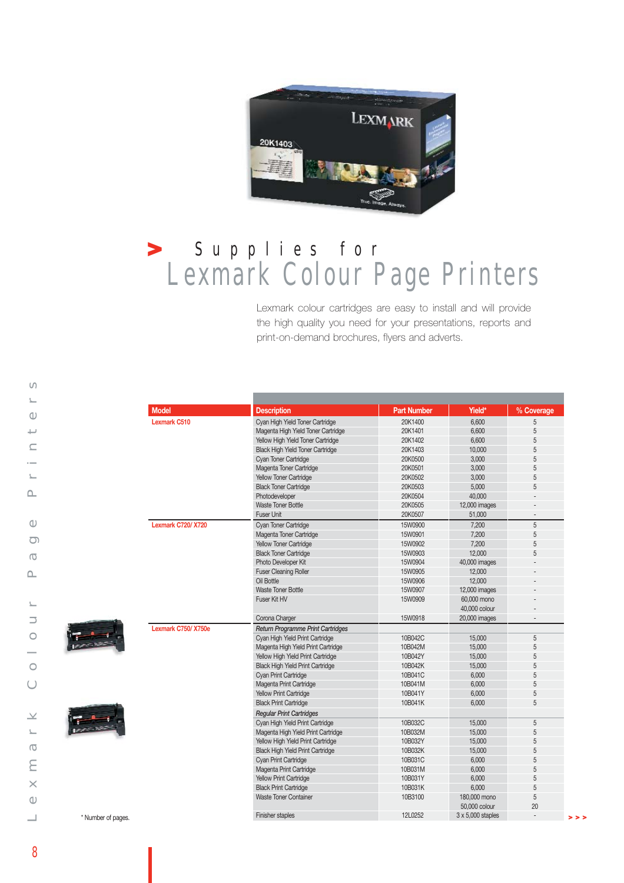# Supplies for Lexmark Colour Page Printers

Lexmark colour cartridges are easy to install and will provide the high quality you need for your presentations, reports and print-on-demand brochures, flyers and adverts.

| Model | Description | Part Number | Yield* | % Coverage |
|---|---|---|---|---|
| Lexmark C510 | Cyan High Yield Toner Cartridge | 20K1400 | 6,600 | 5 |
| | Magenta High Yield Toner Cartridge | 20K1401 | 6,600 | 5 |
| | Yellow High Yield Toner Cartridge | 20K1402 | 6,600 | 5 |
| | Black High Yield Toner Cartridge | 20K1403 | 10,000 | 5 |
| | Cyan Toner Cartridge | 20K0500 | 3,000 | 5 |
| | Magenta Toner Cartridge | 20K0501 | 3,000 | 5 |
| | Yellow Toner Cartridge | 20K0502 | 3,000 | 5 |
| | Black Toner Cartridge | 20K0503 | 5,000 | 5 |
| | Photodeveloper | 20K0504 | 40,000 | - |
| | Waste Toner Bottle | 20K0505 | 12,000 images | - |
| | Fuser Unit | 20K0507 | 51,000 | - |
| Lexmark C720/ X720 | Cyan Toner Cartridge | 15W0900 | 7,200 | 5 |
| | Magenta Toner Cartridge | 15W0901 | 7,200 | 5 |
| | Yellow Toner Cartridge | 15W0902 | 7,200 | 5 |
| | Black Toner Cartridge | 15W0903 | 12,000 | 5 |
| | Photo Developer Kit | 15W0904 | 40,000 images | - |
| | Fuser Cleaning Roller | 15W0905 | 12,000 | - |
| | Oil Bottle | 15W0906 | 12,000 | - |
| | Waste Toner Bottle | 15W0907 | 12,000 images | - |
| | Fuser Kit HV | 15W0909 | 60,000 mono<br>40,000 colour | -<br>- |
| | Corona Charger | 15W0918 | 20,000 images | - |
| Lexmark C750/ X750e | *Return Programme Print Cartridges* | | | |
| | Cyan High Yield Print Cartridge | 10B042C | 15,000 | 5 |
| | Magenta High Yield Print Cartridge | 10B042M | 15,000 | 5 |
| | Yellow High Yield Print Cartridge | 10B042Y | 15,000 | 5 |
| | Black High Yield Print Cartridge | 10B042K | 15,000 | 5 |
| | Cyan Print Cartridge | 10B041C | 6,000 | 5 |
| | Magenta Print Cartridge | 10B041M | 6,000 | 5 |
| | Yellow Print Cartridge | 10B041Y | 6,000 | 5 |
| | Black Print Cartridge | 10B041K | 6,000 | 5 |
| | *Regular Print Cartridges* | | | |
| | Cyan High Yield Print Cartridge | 10B032C | 15,000 | 5 |
| | Magenta High Yield Print Cartridge | 10B032M | 15,000 | 5 |
| | Yellow High Yield Print Cartridge | 10B032Y | 15,000 | 5 |
| | Black High Yield Print Cartridge | 10B032K | 15,000 | 5 |
| | Cyan Print Cartridge | 10B031C | 6,000 | 5 |
| | Magenta Print Cartridge | 10B031M | 6,000 | 5 |
| | Yellow Print Cartridge | 10B031Y | 6,000 | 5 |
| | Black Print Cartridge | 10B031K | 6,000 | 5 |
| | Waste Toner Container | 10B3100 | 180,000 mono<br>50,000 colour | 5<br>20 |
| | Finisher staples | 12L0252 | 3 x 5,000 staples | - |

\* Number of pages.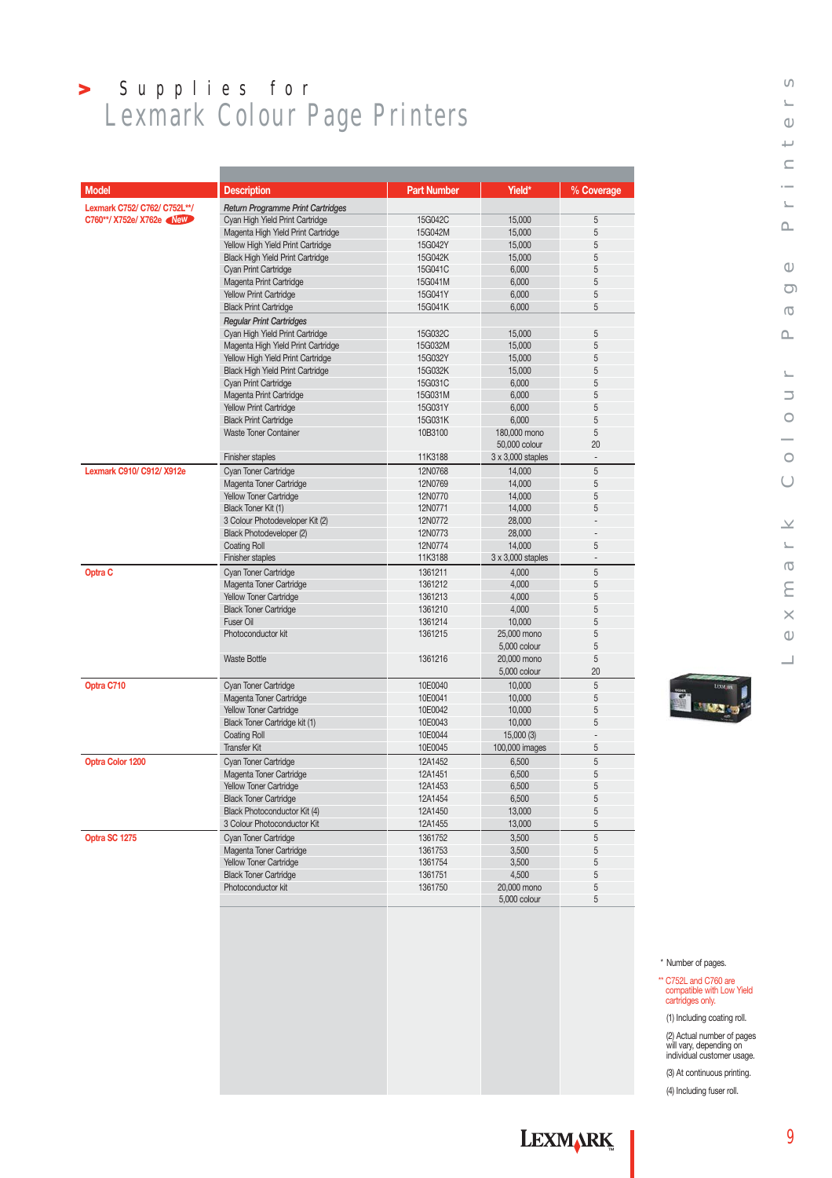# Supplies for Lexmark Colour Page Printers

| Model | Description | Part Number | Yield* | % Coverage |
|---|---|---|---|---|
| Lexmark C752/ C762/ C752L**/ C760**/ X752e/ X762e New | *Return Programme Print Cartridges* | | | |
| | Cyan High Yield Print Cartridge | 15G042C | 15,000 | 5 |
| | Magenta High Yield Print Cartridge | 15G042M | 15,000 | 5 |
| | Yellow High Yield Print Cartridge | 15G042Y | 15,000 | 5 |
| | Black High Yield Print Cartridge | 15G042K | 15,000 | 5 |
| | Cyan Print Cartridge | 15G041C | 6,000 | 5 |
| | Magenta Print Cartridge | 15G041M | 6,000 | 5 |
| | Yellow Print Cartridge | 15G041Y | 6,000 | 5 |
| | Black Print Cartridge | 15G041K | 6,000 | 5 |
| | *Regular Print Cartridges* | | | |
| | Cyan High Yield Print Cartridge | 15G032C | 15,000 | 5 |
| | Magenta High Yield Print Cartridge | 15G032M | 15,000 | 5 |
| | Yellow High Yield Print Cartridge | 15G032Y | 15,000 | 5 |
| | Black High Yield Print Cartridge | 15G032K | 15,000 | 5 |
| | Cyan Print Cartridge | 15G031C | 6,000 | 5 |
| | Magenta Print Cartridge | 15G031M | 6,000 | 5 |
| | Yellow Print Cartridge | 15G031Y | 6,000 | 5 |
| | Black Print Cartridge | 15G031K | 6,000 | 5 |
| | Waste Toner Container | 10B3100 | 180,000 mono<br>50,000 colour | 5<br>20 |
| | Finisher staples | 11K3188 | 3 x 3,000 staples | - |
| Lexmark C910/ C912/ X912e | Cyan Toner Cartridge | 12N0768 | 14,000 | 5 |
| | Magenta Toner Cartridge | 12N0769 | 14,000 | 5 |
| | Yellow Toner Cartridge | 12N0770 | 14,000 | 5 |
| | Black Toner Kit (1) | 12N0771 | 14,000 | 5 |
| | 3 Colour Photodeveloper Kit (2) | 12N0772 | 28,000 | - |
| | Black Photodeveloper (2) | 12N0773 | 28,000 | - |
| | Coating Roll | 12N0774 | 14,000 | 5 |
| | Finisher staples | 11K3188 | 3 x 3,000 staples | - |
| Optra C | Cyan Toner Cartridge | 1361211 | 4,000 | 5 |
| | Magenta Toner Cartridge | 1361212 | 4,000 | 5 |
| | Yellow Toner Cartridge | 1361213 | 4,000 | 5 |
| | Black Toner Cartridge | 1361210 | 4,000 | 5 |
| | Fuser Oil | 1361214 | 10,000 | 5 |
| | Photoconductor kit | 1361215 | 25,000 mono<br>5,000 colour | 5<br>5 |
| | Waste Bottle | 1361216 | 20,000 mono<br>5,000 colour | 5<br>20 |
| Optra C710 | Cyan Toner Cartridge | 10E0040 | 10,000 | 5 |
| | Magenta Toner Cartridge | 10E0041 | 10,000 | 5 |
| | Yellow Toner Cartridge | 10E0042 | 10,000 | 5 |
| | Black Toner Cartridge kit (1) | 10E0043 | 10,000 | 5 |
| | Coating Roll | 10E0044 | 15,000 (3) | - |
| | Transfer Kit | 10E0045 | 100,000 images | 5 |
| Optra Color 1200 | Cyan Toner Cartridge | 12A1452 | 6,500 | 5 |
| | Magenta Toner Cartridge | 12A1451 | 6,500 | 5 |
| | Yellow Toner Cartridge | 12A1453 | 6,500 | 5 |
| | Black Toner Cartridge | 12A1454 | 6,500 | 5 |
| | Black Photoconductor Kit (4) | 12A1450 | 13,000 | 5 |
| | 3 Colour Photoconductor Kit | 12A1455 | 13,000 | 5 |
| Optra SC 1275 | Cyan Toner Cartridge | 1361752 | 3,500 | 5 |
| | Magenta Toner Cartridge | 1361753 | 3,500 | 5 |
| | Yellow Toner Cartridge | 1361754 | 3,500 | 5 |
| | Black Toner Cartridge | 1361751 | 4,500 | 5 |
| | Photoconductor kit | 1361750 | 20,000 mono<br>5,000 colour | 5<br>5 |

\* Number of pages.

** C752L and C760 are compatible with Low Yield cartridges only.

(1) Including coating roll.

(2) Actual number of pages will vary, depending on individual customer usage.

(3) At continuous printing.

(4) Including fuser roll.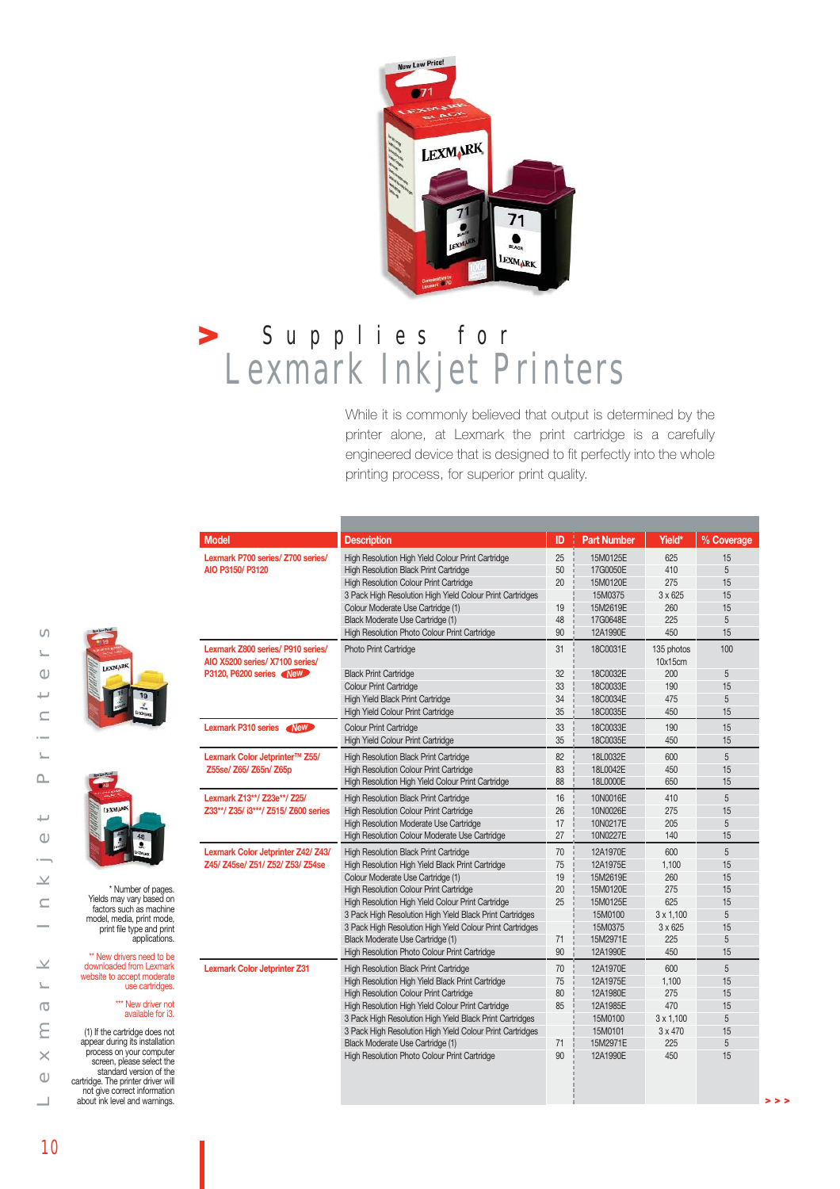# Supplies for Lexmark Inkjet Printers

While it is commonly believed that output is determined by the printer alone, at Lexmark the print cartridge is a carefully engineered device that is designed to fit perfectly into the whole printing process, for superior print quality.

| Model | Description | ID | Part Number | Yield* | % Coverage |
|---|---|---|---|---|---|
| Lexmark P700 series/ Z700 series/ AIO P3150/ P3120 | High Resolution High Yield Colour Print Cartridge | 25 | 15M0125E | 625 | 15 |
| | High Resolution Black Print Cartridge | 50 | 17G0050E | 410 | 5 |
| | High Resolution Colour Print Cartridge | 20 | 15M0120E | 275 | 15 |
| | 3 Pack High Resolution High Yield Colour Print Cartridges | | 15M0375 | 3 x 625 | 15 |
| | Colour Moderate Use Cartridge (1) | 19 | 15M2619E | 260 | 15 |
| | Black Moderate Use Cartridge (1) | 48 | 17G0648E | 225 | 5 |
| | High Resolution Photo Colour Print Cartridge | 90 | 12A1990E | 450 | 15 |
| Lexmark Z800 series/ P910 series/ AIO X5200 series/ X7100 series/ P3120, P6200 series New | Photo Print Cartridge | 31 | 18C0031E | 135 photos 10x15cm | 100 |
| | Black Print Cartridge | 32 | 18C0032E | 200 | 5 |
| | Colour Print Cartridge | 33 | 18C0033E | 190 | 15 |
| | High Yield Black Print Cartridge | 34 | 18C0034E | 475 | 5 |
| | High Yield Colour Print Cartridge | 35 | 18C0035E | 450 | 15 |
| Lexmark P310 series New | Colour Print Cartridge | 33 | 18C0033E | 190 | 15 |
| | High Yield Colour Print Cartridge | 35 | 18C0035E | 450 | 15 |
| Lexmark Color Jetprinter™ Z55/ Z55se/ Z65/ Z65n/ Z65p | High Resolution Black Print Cartridge | 82 | 18L0032E | 600 | 5 |
| | High Resolution Colour Print Cartridge | 83 | 18L0042E | 450 | 15 |
| | High Resolution High Yield Colour Print Cartridge | 88 | 18L0000E | 650 | 15 |
| Lexmark Z13**/ Z23e**/ Z25/ Z33**/ Z35/ i3***/ Z515/ Z600 series | High Resolution Black Print Cartridge | 16 | 10N0016E | 410 | 5 |
| | High Resolution Colour Print Cartridge | 26 | 10N0026E | 275 | 15 |
| | High Resolution Moderate Use Cartridge | 17 | 10N0217E | 205 | 5 |
| | High Resolution Colour Moderate Use Cartridge | 27 | 10N0227E | 140 | 15 |
| Lexmark Color Jetprinter Z42/ Z43/ Z45/ Z45se/ Z51/ Z52/ Z53/ Z54se | High Resolution Black Print Cartridge | 70 | 12A1970E | 600 | 5 |
| | High Resolution High Yield Black Print Cartridge | 75 | 12A1975E | 1,100 | 15 |
| | Colour Moderate Use Cartridge (1) | 19 | 15M2619E | 260 | 15 |
| | High Resolution Colour Print Cartridge | 20 | 15M0120E | 275 | 15 |
| | High Resolution High Yield Colour Print Cartridge | 25 | 15M0125E | 625 | 15 |
| | 3 Pack High Resolution High Yield Black Print Cartridges | | 15M0100 | 3 x 1,100 | 5 |
| | 3 Pack High Resolution High Yield Colour Print Cartridges | | 15M0375 | 3 x 625 | 15 |
| | Black Moderate Use Cartridge (1) | 71 | 15M2971E | 225 | 5 |
| | High Resolution Photo Colour Print Cartridge | 90 | 12A1990E | 450 | 15 |
| Lexmark Color Jetprinter Z31 | High Resolution Black Print Cartridge | 70 | 12A1970E | 600 | 5 |
| | High Resolution High Yield Black Print Cartridge | 75 | 12A1975E | 1,100 | 15 |
| | High Resolution Colour Print Cartridge | 80 | 12A1980E | 275 | 15 |
| | High Resolution High Yield Colour Print Cartridge | 85 | 12A1985E | 470 | 15 |
| | 3 Pack High Resolution High Yield Black Print Cartridges | | 15M0100 | 3 x 1,100 | 5 |
| | 3 Pack High Resolution High Yield Colour Print Cartridges | | 15M0101 | 3 x 470 | 15 |
| | Black Moderate Use Cartridge (1) | 71 | 15M2971E | 225 | 5 |
| | High Resolution Photo Colour Print Cartridge | 90 | 12A1990E | 450 | 15 |

\* Number of pages. Yields may vary based on factors such as machine model, media, print mode, print file type and print applications.

** New drivers need to be downloaded from Lexmark website to accept moderate use cartridges.

*** New driver not available for i3.

(1) If the cartridge does not appear during its installation process on your computer screen, please select the standard version of the cartridge. The printer driver will not give correct information about ink level and warnings.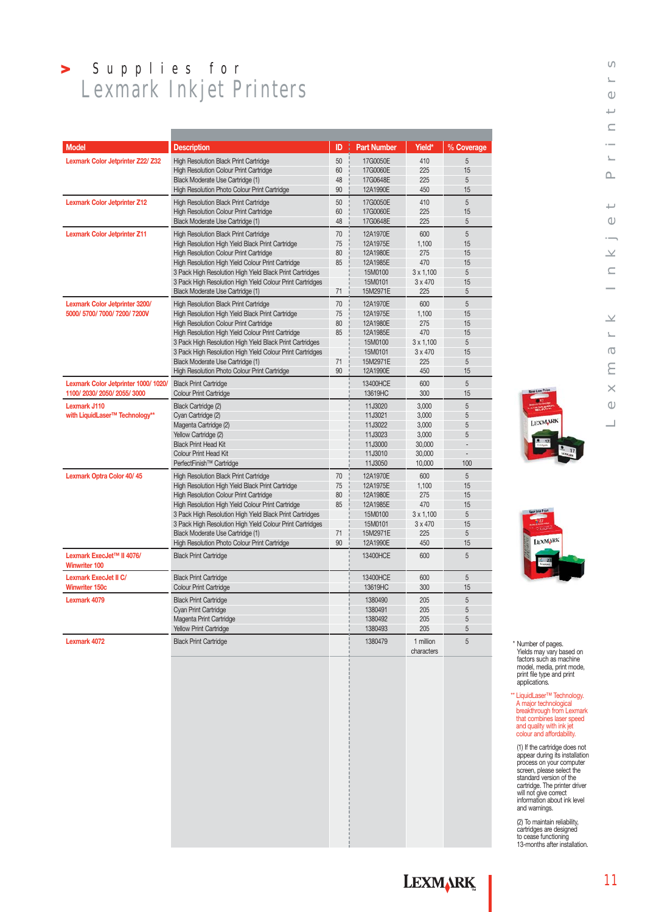# > Supplies for Lexmark Inkjet Printers

| Model | Description | ID | Part Number | Yield* | % Coverage |
|---|---|---|---|---|---|
| Lexmark Color Jetprinter Z22/ Z32 | High Resolution Black Print Cartridge | 50 | 17G0050E | 410 | 5 |
| | High Resolution Colour Print Cartridge | 60 | 17G0060E | 225 | 15 |
| | Black Moderate Use Cartridge (1) | 48 | 17G0648E | 225 | 5 |
| | High Resolution Photo Colour Print Cartridge | 90 | 12A1990E | 450 | 15 |
| Lexmark Color Jetprinter Z12 | High Resolution Black Print Cartridge | 50 | 17G0050E | 410 | 5 |
| | High Resolution Colour Print Cartridge | 60 | 17G0060E | 225 | 15 |
| | Black Moderate Use Cartridge (1) | 48 | 17G0648E | 225 | 5 |
| Lexmark Color Jetprinter Z11 | High Resolution Black Print Cartridge | 70 | 12A1970E | 600 | 5 |
| | High Resolution High Yield Black Print Cartridge | 75 | 12A1975E | 1,100 | 15 |
| | High Resolution Colour Print Cartridge | 80 | 12A1980E | 275 | 15 |
| | High Resolution High Yield Colour Print Cartridge | 85 | 12A1985E | 470 | 15 |
| | 3 Pack High Resolution High Yield Black Print Cartridges | | 15M0100 | 3 x 1,100 | 5 |
| | 3 Pack High Resolution High Yield Colour Print Cartridges | | 15M0101 | 3 x 470 | 15 |
| | Black Moderate Use Cartridge (1) | 71 | 15M2971E | 225 | 5 |
| Lexmark Color Jetprinter 3200/ 5000/ 5700/ 7000/ 7200/ 7200V | High Resolution Black Print Cartridge | 70 | 12A1970E | 600 | 5 |
| | High Resolution High Yield Black Print Cartridge | 75 | 12A1975E | 1,100 | 15 |
| | High Resolution Colour Print Cartridge | 80 | 12A1980E | 275 | 15 |
| | High Resolution High Yield Colour Print Cartridge | 85 | 12A1985E | 470 | 15 |
| | 3 Pack High Resolution High Yield Black Print Cartridges | | 15M0100 | 3 x 1,100 | 5 |
| | 3 Pack High Resolution High Yield Colour Print Cartridges | | 15M0101 | 3 x 470 | 15 |
| | Black Moderate Use Cartridge (1) | 71 | 15M2971E | 225 | 5 |
| | High Resolution Photo Colour Print Cartridge | 90 | 12A1990E | 450 | 15 |
| Lexmark Color Jetprinter 1000/ 1020/ 1100/ 2030/ 2050/ 2055/ 3000 | Black Print Cartridge | | 13400HCE | 600 | 5 |
| | Colour Print Cartridge | | 13619HC | 300 | 15 |
| Lexmark J110 with LiquidLaser™ Technology** | Black Cartridge (2) | | 11J3020 | 3,000 | 5 |
| | Cyan Cartridge (2) | | 11J3021 | 3,000 | 5 |
| | Magenta Cartridge (2) | | 11J3022 | 3,000 | 5 |
| | Yellow Cartridge (2) | | 11J3023 | 3,000 | 5 |
| | Black Print Head Kit | | 11J3000 | 30,000 | - |
| | Colour Print Head Kit | | 11J3010 | 30,000 | - |
| | PerfectFinish™ Cartridge | | 11J3050 | 10,000 | 100 |
| Lexmark Optra Color 40/ 45 | High Resolution Black Print Cartridge | 70 | 12A1970E | 600 | 5 |
| | High Resolution High Yield Black Print Cartridge | 75 | 12A1975E | 1,100 | 15 |
| | High Resolution Colour Print Cartridge | 80 | 12A1980E | 275 | 15 |
| | High Resolution High Yield Colour Print Cartridge | 85 | 12A1985E | 470 | 15 |
| | 3 Pack High Resolution High Yield Black Print Cartridges | | 15M0100 | 3 x 1,100 | 5 |
| | 3 Pack High Resolution High Yield Colour Print Cartridges | | 15M0101 | 3 x 470 | 15 |
| | Black Moderate Use Cartridge (1) | 71 | 15M2971E | 225 | 5 |
| | High Resolution Photo Colour Print Cartridge | 90 | 12A1990E | 450 | 15 |
| Lexmark ExecJet™ II 4076/ Winwriter 100 | Black Print Cartridge | | 13400HCE | 600 | 5 |
| Lexmark ExecJet II C/ Winwriter 150c | Black Print Cartridge | | 13400HCE | 600 | 5 |
| | Colour Print Cartridge | | 13619HC | 300 | 15 |
| Lexmark 4079 | Black Print Cartridge | | 1380490 | 205 | 5 |
| | Cyan Print Cartridge | | 1380491 | 205 | 5 |
| | Magenta Print Cartridge | | 1380492 | 205 | 5 |
| | Yellow Print Cartridge | | 1380493 | 205 | 5 |
| Lexmark 4072 | Black Print Cartridge | | 1380479 | 1 million characters | 5 |

\* Number of pages. Yields may vary based on factors such as machine model, media, print mode, print file type and print applications.

** LiquidLaser™ Technology. A major technological breakthrough from Lexmark that combines laser speed and quality with ink jet colour and affordability.

(1) If the cartridge does not appear during its installation process on your computer screen, please select the standard version of the cartridge. The printer driver will not give correct information about ink level and warnings.

(2) To maintain reliability, cartridges are designed to cease functioning 13-months after installation.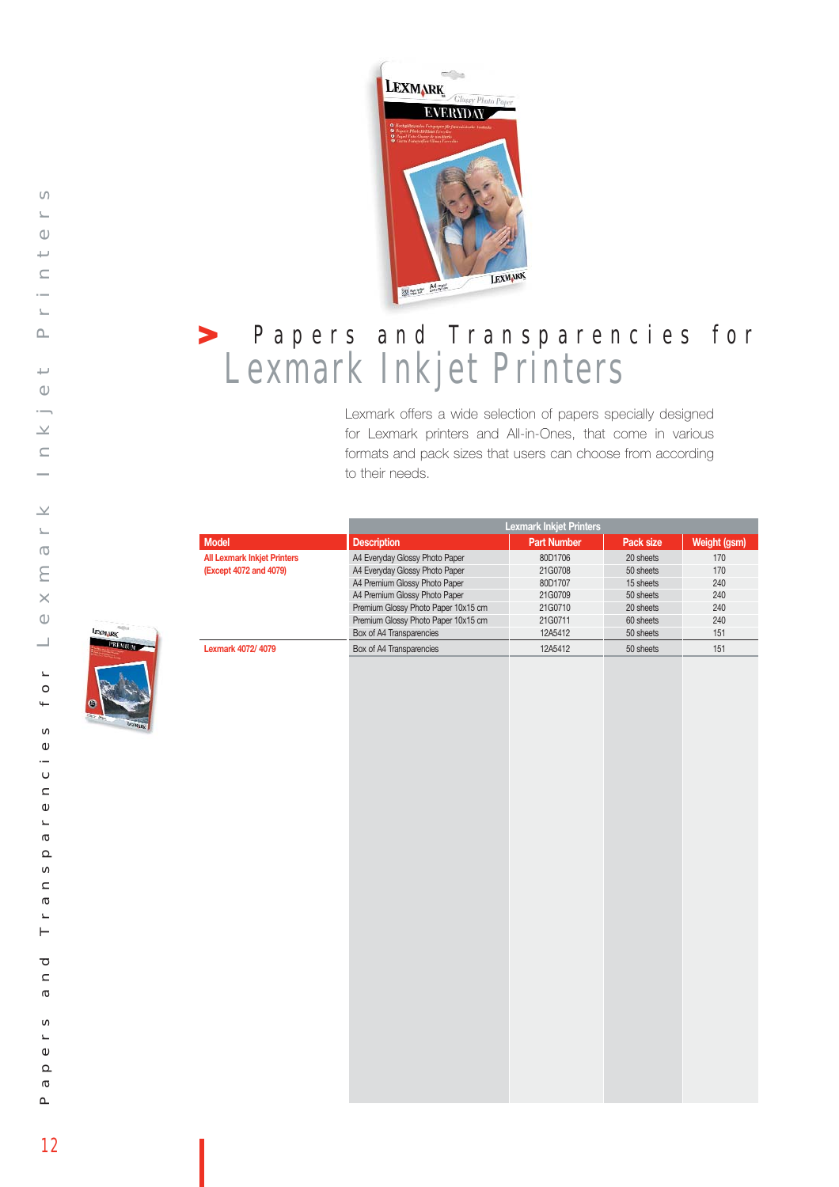# Papers and Transparencies for Lexmark Inkjet Printers

Lexmark offers a wide selection of papers specially designed for Lexmark printers and All-in-Ones, that come in various formats and pack sizes that users can choose from according to their needs.

| | Lexmark Inkjet Printers | | | |
|---|---|---|---|---|
| **Model** | **Description** | **Part Number** | **Pack size** | **Weight (gsm)** |
| All Lexmark Inkjet Printers (Except 4072 and 4079) | A4 Everyday Glossy Photo Paper | 80D1706 | 20 sheets | 170 |
| | A4 Everyday Glossy Photo Paper | 21G0708 | 50 sheets | 170 |
| | A4 Premium Glossy Photo Paper | 80D1707 | 15 sheets | 240 |
| | A4 Premium Glossy Photo Paper | 21G0709 | 50 sheets | 240 |
| | Premium Glossy Photo Paper 10x15 cm | 21G0710 | 20 sheets | 240 |
| | Premium Glossy Photo Paper 10x15 cm | 21G0711 | 60 sheets | 240 |
| | Box of A4 Transparencies | 12A5412 | 50 sheets | 151 |
| Lexmark 4072/ 4079 | Box of A4 Transparencies | 12A5412 | 50 sheets | 151 |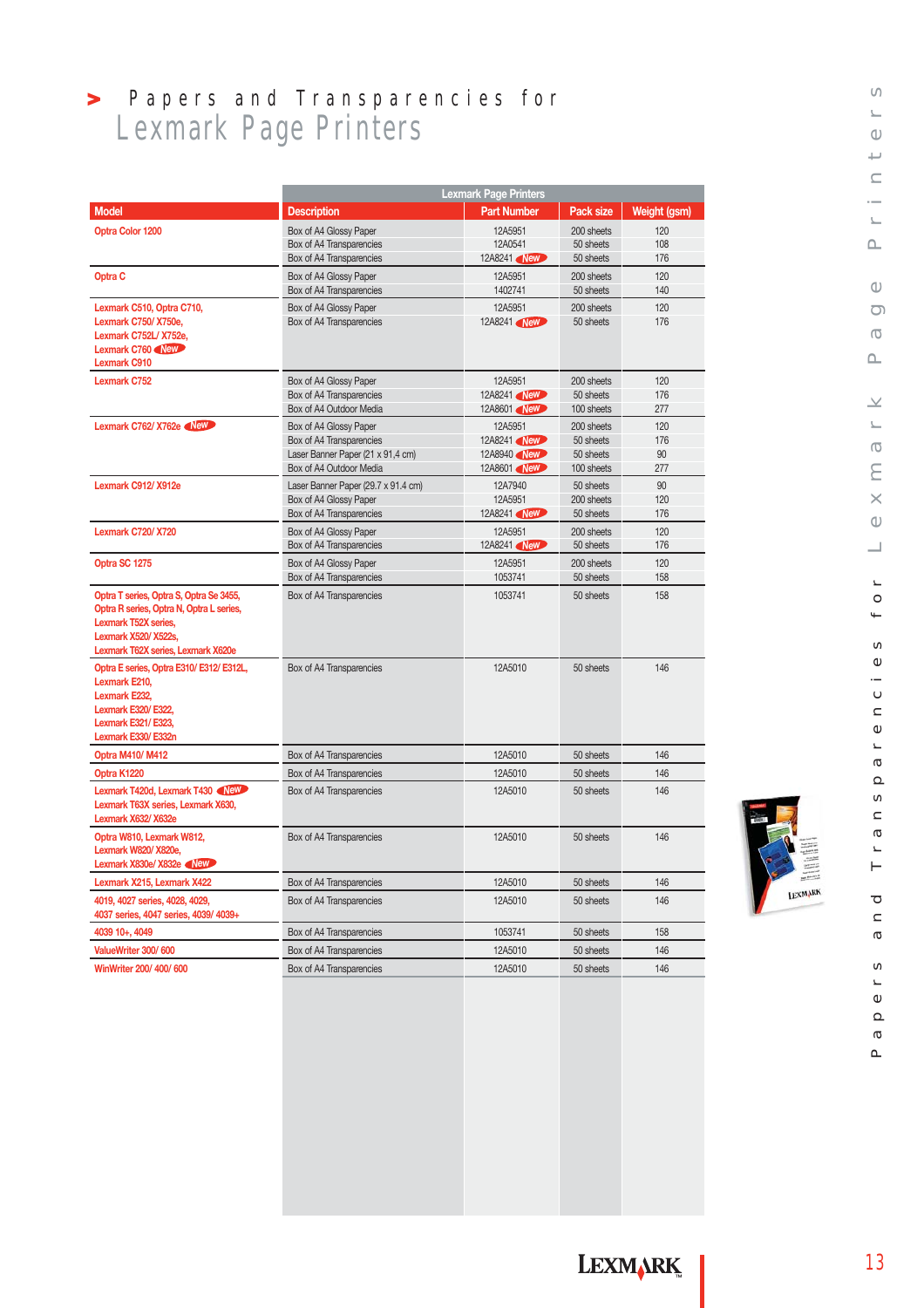# Papers and Transparencies for Lexmark Page Printers

| Model | Description | Part Number | Pack size | Weight (gsm) |
|---|---|---|---|---|
| | **Lexmark Page Printers** | | | |
| Optra Color 1200 | Box of A4 Glossy Paper | 12A5951 | 200 sheets | 120 |
| | Box of A4 Transparencies | 12A0541 | 50 sheets | 108 |
| | Box of A4 Transparencies | 12A8241 New | 50 sheets | 176 |
| Optra C | Box of A4 Glossy Paper | 12A5951 | 200 sheets | 120 |
| | Box of A4 Transparencies | 1402741 | 50 sheets | 140 |
| Lexmark C510, Optra C710, Lexmark C750/ X750e, Lexmark C752L/ X752e, Lexmark C760 New, Lexmark C910 | Box of A4 Glossy Paper | 12A5951 | 200 sheets | 120 |
| | Box of A4 Transparencies | 12A8241 New | 50 sheets | 176 |
| Lexmark C752 | Box of A4 Glossy Paper | 12A5951 | 200 sheets | 120 |
| | Box of A4 Transparencies | 12A8241 New | 50 sheets | 176 |
| | Box of A4 Outdoor Media | 12A8601 New | 100 sheets | 277 |
| Lexmark C762/ X762e New | Box of A4 Glossy Paper | 12A5951 | 200 sheets | 120 |
| | Box of A4 Transparencies | 12A8241 New | 50 sheets | 176 |
| | Laser Banner Paper (21 x 91,4 cm) | 12A8940 New | 50 sheets | 90 |
| | Box of A4 Outdoor Media | 12A8601 New | 100 sheets | 277 |
| Lexmark C912/ X912e | Laser Banner Paper (29.7 x 91.4 cm) | 12A7940 | 50 sheets | 90 |
| | Box of A4 Glossy Paper | 12A5951 | 200 sheets | 120 |
| | Box of A4 Transparencies | 12A8241 New | 50 sheets | 176 |
| Lexmark C720/ X720 | Box of A4 Glossy Paper | 12A5951 | 200 sheets | 120 |
| | Box of A4 Transparencies | 12A8241 New | 50 sheets | 176 |
| Optra SC 1275 | Box of A4 Glossy Paper | 12A5951 | 200 sheets | 120 |
| | Box of A4 Transparencies | 1053741 | 50 sheets | 158 |
| Optra T series, Optra S, Optra Se 3455, Optra R series, Optra N, Optra L series, Lexmark T52X series, Lexmark X520/ X522s, Lexmark T62X series, Lexmark X620e | Box of A4 Transparencies | 1053741 | 50 sheets | 158 |
| Optra E series, Optra E310/ E312/ E312L, Lexmark E210, Lexmark E232, Lexmark E320/ E322, Lexmark E321/ E323, Lexmark E330/ E332n | Box of A4 Transparencies | 12A5010 | 50 sheets | 146 |
| Optra M410/ M412 | Box of A4 Transparencies | 12A5010 | 50 sheets | 146 |
| Optra K1220 | Box of A4 Transparencies | 12A5010 | 50 sheets | 146 |
| Lexmark T420d, Lexmark T430 New, Lexmark T63X series, Lexmark X630, Lexmark X632/ X632e | Box of A4 Transparencies | 12A5010 | 50 sheets | 146 |
| Optra W810, Lexmark W812, Lexmark W820/ X820e, Lexmark X830e/ X832e New | Box of A4 Transparencies | 12A5010 | 50 sheets | 146 |
| Lexmark X215, Lexmark X422 | Box of A4 Transparencies | 12A5010 | 50 sheets | 146 |
| 4019, 4027 series, 4028, 4029, 4037 series, 4047 series, 4039/ 4039+ | Box of A4 Transparencies | 12A5010 | 50 sheets | 146 |
| 4039 10+, 4049 | Box of A4 Transparencies | 1053741 | 50 sheets | 158 |
| ValueWriter 300/ 600 | Box of A4 Transparencies | 12A5010 | 50 sheets | 146 |
| WinWriter 200/ 400/ 600 | Box of A4 Transparencies | 12A5010 | 50 sheets | 146 |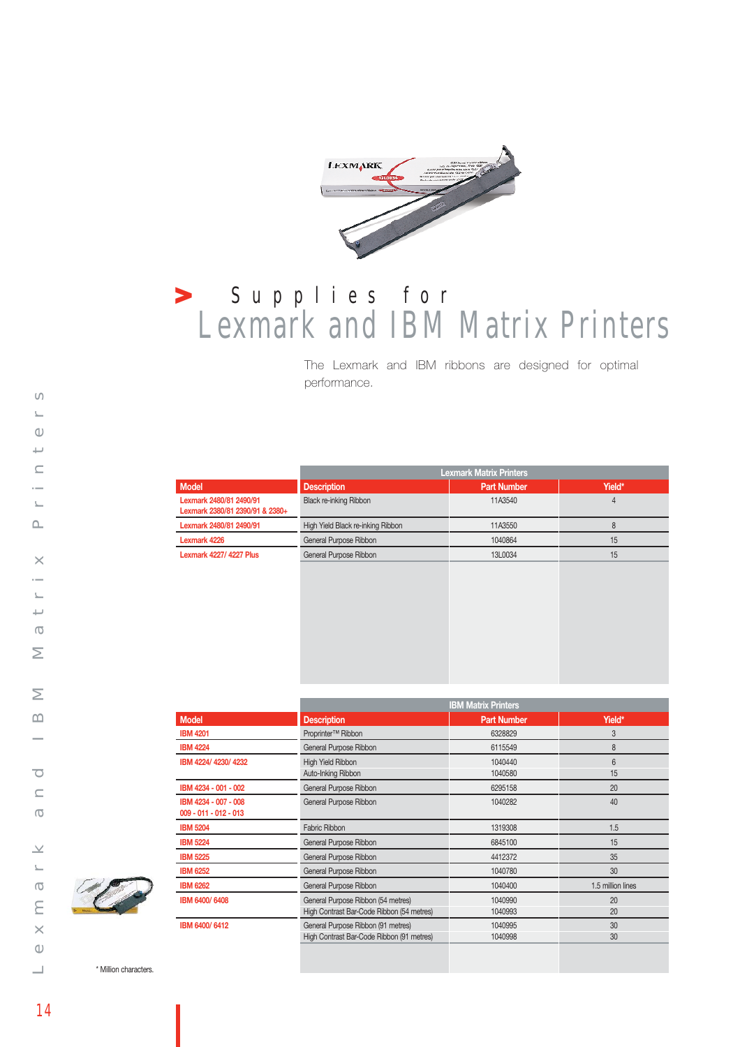# Supplies for Lexmark and IBM Matrix Printers

The Lexmark and IBM ribbons are designed for optimal performance.

| | Lexmark Matrix Printers | | |
|---|---|---|---|
| **Model** | **Description** | **Part Number** | **Yield*** |
| Lexmark 2480/81 2490/91<br>Lexmark 2380/81 2390/91 & 2380+ | Black re-inking Ribbon | 11A3540 | 4 |
| Lexmark 2480/81 2490/91 | High Yield Black re-inking Ribbon | 11A3550 | 8 |
| Lexmark 4226 | General Purpose Ribbon | 1040864 | 15 |
| Lexmark 4227/ 4227 Plus | General Purpose Ribbon | 13L0034 | 15 |

| | IBM Matrix Printers | | |
|---|---|---|---|
| **Model** | **Description** | **Part Number** | **Yield*** |
| IBM 4201 | Proprinter™ Ribbon | 6328829 | 3 |
| IBM 4224 | General Purpose Ribbon | 6115549 | 8 |
| IBM 4224/ 4230/ 4232 | High Yield Ribbon<br>Auto-Inking Ribbon | 1040440<br>1040580 | 6<br>15 |
| IBM 4234 - 001 - 002 | General Purpose Ribbon | 6295158 | 20 |
| IBM 4234 - 007 - 008<br>009 - 011 - 012 - 013 | General Purpose Ribbon | 1040282 | 40 |
| IBM 5204 | Fabric Ribbon | 1319308 | 1.5 |
| IBM 5224 | General Purpose Ribbon | 6845100 | 15 |
| IBM 5225 | General Purpose Ribbon | 4412372 | 35 |
| IBM 6252 | General Purpose Ribbon | 1040780 | 30 |
| IBM 6262 | General Purpose Ribbon | 1040400 | 1.5 million lines |
| IBM 6400/ 6408 | General Purpose Ribbon (54 metres)<br>High Contrast Bar-Code Ribbon (54 metres) | 1040990<br>1040993 | 20<br>20 |
| IBM 6400/ 6412 | General Purpose Ribbon (91 metres)<br>High Contrast Bar-Code Ribbon (91 metres) | 1040995<br>1040998 | 30<br>30 |

* Million characters.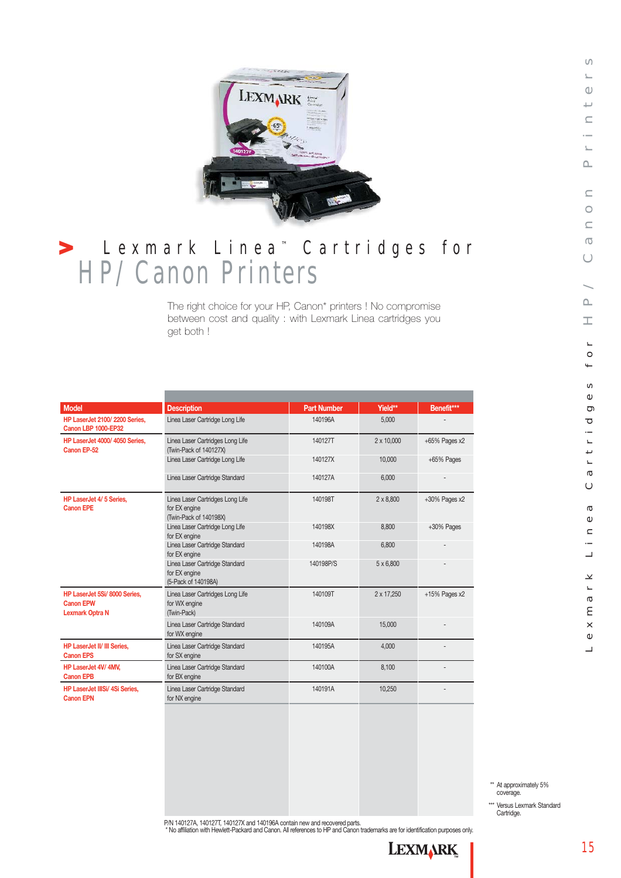# Lexmark Linea™ Cartridges for HP/ Canon Printers

The right choice for your HP, Canon* printers ! No compromise between cost and quality : with Lexmark Linea cartridges you get both !

| Model | Description | Part Number | Yield** | Benefit*** |
|---|---|---|---|---|
| HP LaserJet 2100/ 2200 Series, Canon LBP 1000-EP32 | Linea Laser Cartridge Long Life | 140196A | 5,000 | - |
| HP LaserJet 4000/ 4050 Series, Canon EP-52 | Linea Laser Cartridges Long Life (Twin-Pack of 140127X) | 140127T | 2 x 10,000 | +65% Pages x2 |
| | Linea Laser Cartridge Long Life | 140127X | 10,000 | +65% Pages |
| | Linea Laser Cartridge Standard | 140127A | 6,000 | - |
| HP LaserJet 4/ 5 Series, Canon EPE | Linea Laser Cartridges Long Life for EX engine (Twin-Pack of 140198X) | 140198T | 2 x 8,800 | +30% Pages x2 |
| | Linea Laser Cartridge Long Life for EX engine | 140198X | 8,800 | +30% Pages |
| | Linea Laser Cartridge Standard for EX engine | 140198A | 6,800 | - |
| | Linea Laser Cartridge Standard for EX engine (5-Pack of 140198A) | 140198P/S | 5 x 6,800 | - |
| HP LaserJet 5Si/ 8000 Series, Canon EPW, Lexmark Optra N | Linea Laser Cartridges Long Life for WX engine (Twin-Pack) | 140109T | 2 x 17,250 | +15% Pages x2 |
| | Linea Laser Cartridge Standard for WX engine | 140109A | 15,000 | - |
| HP LaserJet II/ III Series, Canon EPS | Linea Laser Cartridge Standard for SX engine | 140195A | 4,000 | - |
| HP LaserJet 4V/ 4MV, Canon EPB | Linea Laser Cartridge Standard for BX engine | 140100A | 8,100 | - |
| HP LaserJet IIISi/ 4Si Series, Canon EPN | Linea Laser Cartridge Standard for NX engine | 140191A | 10,250 | - |

** At approximately 5% coverage.

*** Versus Lexmark Standard Cartridge.

P/N 140127A, 140127T, 140127X and 140196A contain new and recovered parts.

* No affiliation with Hewlett-Packard and Canon. All references to HP and Canon trademarks are for identification purposes only.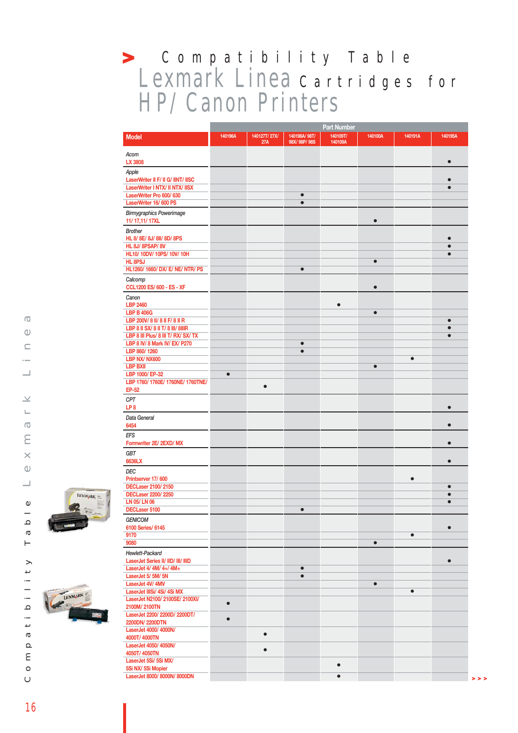# Compatibility Table

## Lexmark Linea Cartridges for HP/ Canon Printers

| Model | 140196A | 140127T/ 27X/ 27A | 140198A/ 98T/ 98X/ 98P/ 98S | 140109T/ 140109A | 140100A | 140191A | 140195A |
|---|---|---|---|---|---|---|---|
| *Acorn* | | | | | | | |
| LX 3808 | | | | | | | ● |
| *Apple* | | | | | | | |
| LaserWriter II F/ II G/ IINT/ IISC | | | | | | | ● |
| LaserWriter I NTX/ II NTX/ IISX | | | | | | | ● |
| LaserWriter Pro 600/ 630 | | | ● | | | | |
| LaserWriter 16/ 600 PS | | | ● | | | | |
| *Birmygraphics Powerimage* | | | | | | | |
| 11/ 17,11/ 17XL | | | | | ● | | |
| *Brother* | | | | | | | |
| HL 8/ 8E/ 8J/ 8II/ 8D/ 8PS | | | | | | | ● |
| HL 8J/ 8PSAP/ 8V | | | | | | | ● |
| HL10/ 10DV/ 10PS/ 10V/ 10H | | | | | | | ● |
| HL 8PSJ | | | | | ● | | |
| HL1260/ 1660/ DX/ E/ NE/ NTR/ PS | | | ● | | | | |
| *Calcomp* | | | | | | | |
| CCL1200 ES/ 600 - ES - XF | | | | | ● | | |
| *Canon* | | | | | | | |
| LBP 2460 | | | | ● | | | |
| LBP B 406G | | | | | ● | | |
| LBP 200V/ 8 II/ 8 II F/ 8 II R | | | | | | | ● |
| LBP 8 II SX/ 8 II T/ 8 III/ 8IIIR | | | | | | | ● |
| LBP 8 III Plus/ 8 III T/ RX/ SX/ TX | | | | | | | ● |
| LBP 8 IV/ 8 Mark IV/ EX/ P270 | | | ● | | | | |
| LBP 860/ 1260 | | | ● | | | | |
| LBP NX/ NX600 | | | | | | ● | |
| LBP BXII | | | | | ● | | |
| LBP 1000/ EP-32 | ● | | | | | | |
| LBP 1760/ 1760E/ 1760NE/ 1760TNE/ EP-52 | | ● | | | | | |
| *CPT* | | | | | | | |
| LP 8 | | | | | | | ● |
| *Data General* | | | | | | | |
| 6454 | | | | | | | ● |
| *EFS* | | | | | | | |
| Formwriter 2E/ 2EXD/ MX | | | | | | | ● |
| *GBT* | | | | | | | |
| 6636LX | | | | | | | ● |
| *DEC* | | | | | | | |
| Printserver 17/ 600 | | | | | | ● | |
| DECLaser 2100/ 2150 | | | | | | | ● |
| DECLaser 2200/ 2250 | | | | | | | ● |
| LN 05/ LN 06 | | | | | | | ● |
| DECLaser 5100 | | | ● | | | | |
| *GENICOM* | | | | | | | |
| 6100 Series/ 6145 | | | | | | | ● |
| 9170 | | | | | | ● | |
| 9080 | | | | | ● | | |
| *Hewlett-Packard* | | | | | | | |
| LaserJet Series II/ IID/ III/ IIID | | | | | | | ● |
| LaserJet 4/ 4M/ 4+/ 4M+ | | | ● | | | | |
| LaserJet 5/ 5M/ 5N | | | ● | | | | |
| LaserJet 4V/ 4MV | | | | | ● | | |
| LaserJet IIISi/ 4Si/ 4Si MX | | | | | | ● | |
| LaserJet N2100/ 2100SE/ 2100XI/ 2100M/ 2100TN | ● | | | | | | |
| LaserJet 2200/ 2200D/ 2200DT/ 2200DN/ 2200DTN | ● | | | | | | |
| LaserJet 4000/ 4000N/ 4000T/ 4000TN | | ● | | | | | |
| LaserJet 4050/ 4050N/ 4050T/ 4050TN | | ● | | | | | |
| LaserJet 5Si/ 5Si MX/ 5Si NX/ 5Si Mopier | | | | ● | | | |
| LaserJet 8000/ 8000N/ 8000DN | | | | ● | | | |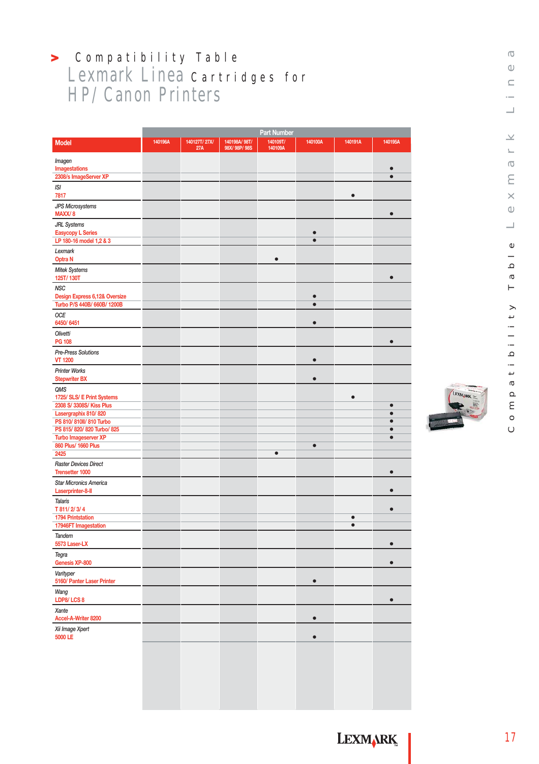# > Compatibility Table
## Lexmark Linea Cartridges for HP/ Canon Printers

| Model | Part Number | | | | | | |
|---|---|---|---|---|---|---|---|
| | 140196A | 140127T/ 27X/ 27A | 140198A/ 98T/ 98X/ 98P/ 98S | 140109T/ 140109A | 140100A | 140191A | 140195A |
| *Imagen* | | | | | | | |
| Imagestations | | | | | | | • |
| 2308/s ImageServer XP | | | | | | | • |
| *ISI* | | | | | | | |
| 7817 | | | | | | • | |
| *JPS Microsystems* | | | | | | | |
| MAXX/ 8 | | | | | | | • |
| *JRL Systems* | | | | | | | |
| Easycopy L Series | | | | | • | | |
| LP 180-16 model 1,2 & 3 | | | | | • | | |
| *Lexmark* | | | | | | | |
| Optra N | | | | • | | | |
| *Mitek Systems* | | | | | | | |
| 125T/ 130T | | | | | | | • |
| *NSC* | | | | | | | |
| Design Express 6,12& Oversize | | | | | • | | |
| Turbo P/S 440B/ 660B/ 1200B | | | | | • | | |
| *OCE* | | | | | | | |
| 6450/ 6451 | | | | | • | | |
| *Olivetti* | | | | | | | |
| PG 108 | | | | | | | • |
| *Pre-Press Solutions* | | | | | | | |
| VT 1200 | | | | | • | | |
| *Printer Works* | | | | | | | |
| Stepwriter BX | | | | | • | | |
| *QMS* | | | | | | | |
| 1725/ SLS/ E Print Systems | | | | | | • | |
| 2308 S/ 3308S/ Kiss Plus | | | | | | | • |
| Lasergraphix 810/ 820 | | | | | | | • |
| PS 810/ 810II/ 810 Turbo | | | | | | | • |
| PS 815/ 820/ 820 Turbo/ 825 | | | | | | | • |
| Turbo Imageserver XP | | | | | | | • |
| 860 Plus/ 1660 Plus | | | | | • | | |
| 2425 | | | | • | | | |
| *Raster Devices Direct* | | | | | | | |
| Trensetter 1000 | | | | | | | • |
| *Star Micronics America* | | | | | | | |
| Laserprinter-8-II | | | | | | | • |
| *Talaris* | | | | | | | |
| T 811/ 2/ 3/ 4 | | | | | | | • |
| 1794 Printstation | | | | | | • | |
| 17946FT Imagestation | | | | | | • | |
| *Tandem* | | | | | | | |
| 5573 Laser-LX | | | | | | | • |
| *Tegra* | | | | | | | |
| Genesis XP-800 | | | | | | | • |
| *Varityper* | | | | | | | |
| 5160/ Panter Laser Printer | | | | | • | | |
| *Wang* | | | | | | | |
| LDP8/ LCS 8 | | | | | | | • |
| *Xante* | | | | | | | |
| Accel-A-Writer 8200 | | | | | • | | |
| *Xii Image Xpert* | | | | | | | |
| 5000 LE | | | | | • | | |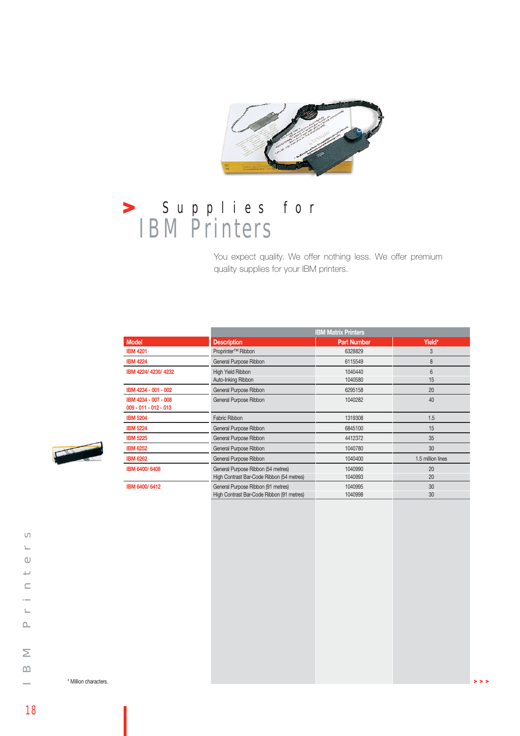# Supplies for IBM Printers

You expect quality. We offer nothing less. We offer premium quality supplies for your IBM printers.

| | IBM Matrix Printers | | |
|---|---|---|---|
| **Model** | **Description** | **Part Number** | **Yield*** |
| IBM 4201 | Proprinter™ Ribbon | 6328829 | 3 |
| IBM 4224 | General Purpose Ribbon | 6115549 | 8 |
| IBM 4224/ 4230/ 4232 | High Yield Ribbon | 1040440 | 6 |
| | Auto-Inking Ribbon | 1040580 | 15 |
| IBM 4234 - 001 - 002 | General Purpose Ribbon | 6295158 | 20 |
| IBM 4234 - 007 - 008 009 - 011 - 012 - 013 | General Purpose Ribbon | 1040282 | 40 |
| IBM 5204 | Fabric Ribbon | 1319308 | 1.5 |
| IBM 5224 | General Purpose Ribbon | 6845100 | 15 |
| IBM 5225 | General Purpose Ribbon | 4412372 | 35 |
| IBM 6252 | General Purpose Ribbon | 1040780 | 30 |
| IBM 6262 | General Purpose Ribbon | 1040400 | 1.5 million lines |
| IBM 6400/ 6408 | General Purpose Ribbon (54 metres) | 1040990 | 20 |
| | High Contrast Bar-Code Ribbon (54 metres) | 1040993 | 20 |
| IBM 6400/ 6412 | General Purpose Ribbon (91 metres) | 1040995 | 30 |
| | High Contrast Bar-Code Ribbon (91 metres) | 1040998 | 30 |

\* Million characters.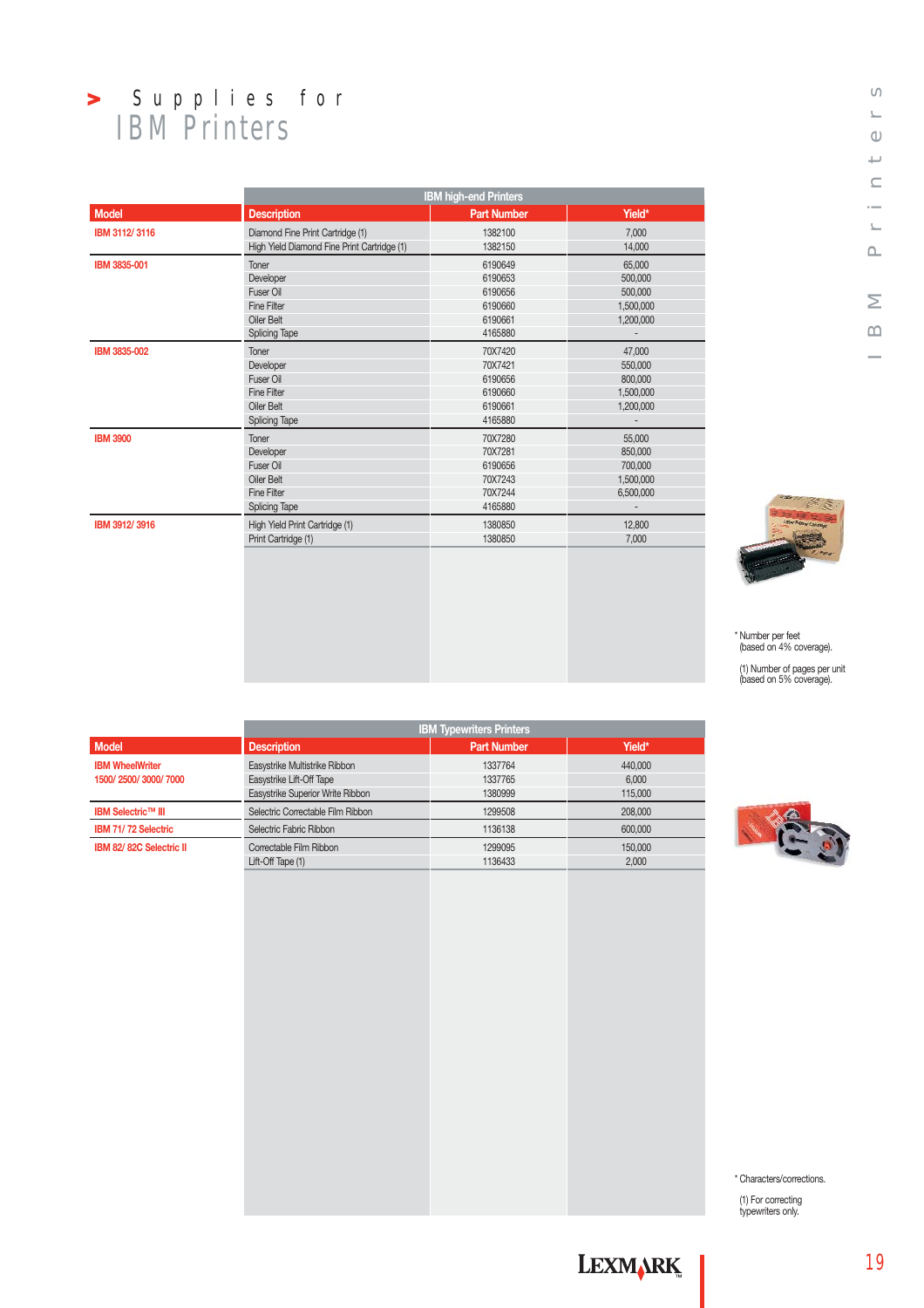# Supplies for IBM Printers

| Model | IBM high-end Printers | | |
|---|---|---|---|
| | Description | Part Number | Yield* |
| IBM 3112/ 3116 | Diamond Fine Print Cartridge (1) | 1382100 | 7,000 |
| | High Yield Diamond Fine Print Cartridge (1) | 1382150 | 14,000 |
| IBM 3835-001 | Toner | 6190649 | 65,000 |
| | Developer | 6190653 | 500,000 |
| | Fuser Oil | 6190656 | 500,000 |
| | Fine Filter | 6190660 | 1,500,000 |
| | Oiler Belt | 6190661 | 1,200,000 |
| | Splicing Tape | 4165880 | - |
| IBM 3835-002 | Toner | 70X7420 | 47,000 |
| | Developer | 70X7421 | 550,000 |
| | Fuser Oil | 6190656 | 800,000 |
| | Fine Filter | 6190660 | 1,500,000 |
| | Oiler Belt | 6190661 | 1,200,000 |
| | Splicing Tape | 4165880 | - |
| IBM 3900 | Toner | 70X7280 | 55,000 |
| | Developer | 70X7281 | 850,000 |
| | Fuser Oil | 6190656 | 700,000 |
| | Oiler Belt | 70X7243 | 1,500,000 |
| | Fine Filter | 70X7244 | 6,500,000 |
| | Splicing Tape | 4165880 | - |
| IBM 3912/ 3916 | High Yield Print Cartridge (1) | 1380850 | 12,800 |
| | Print Cartridge (1) | 1380850 | 7,000 |

\* Number per feet (based on 4% coverage).

(1) Number of pages per unit (based on 5% coverage).

| Model | IBM Typewriters Printers | | |
|---|---|---|---|
| | Description | Part Number | Yield* |
| IBM WheelWriter 1500/ 2500/ 3000/ 7000 | Easystrike Multistrike Ribbon | 1337764 | 440,000 |
| | Easystrike Lift-Off Tape | 1337765 | 6,000 |
| | Easystrike Superior Write Ribbon | 1380999 | 115,000 |
| IBM Selectric™ III | Selectric Correctable Film Ribbon | 1299508 | 208,000 |
| IBM 71/ 72 Selectric | Selectric Fabric Ribbon | 1136138 | 600,000 |
| IBM 82/ 82C Selectric II | Correctable Film Ribbon | 1299095 | 150,000 |
| | Lift-Off Tape (1) | 1136433 | 2,000 |

\* Characters/corrections.

(1) For correcting typewriters only.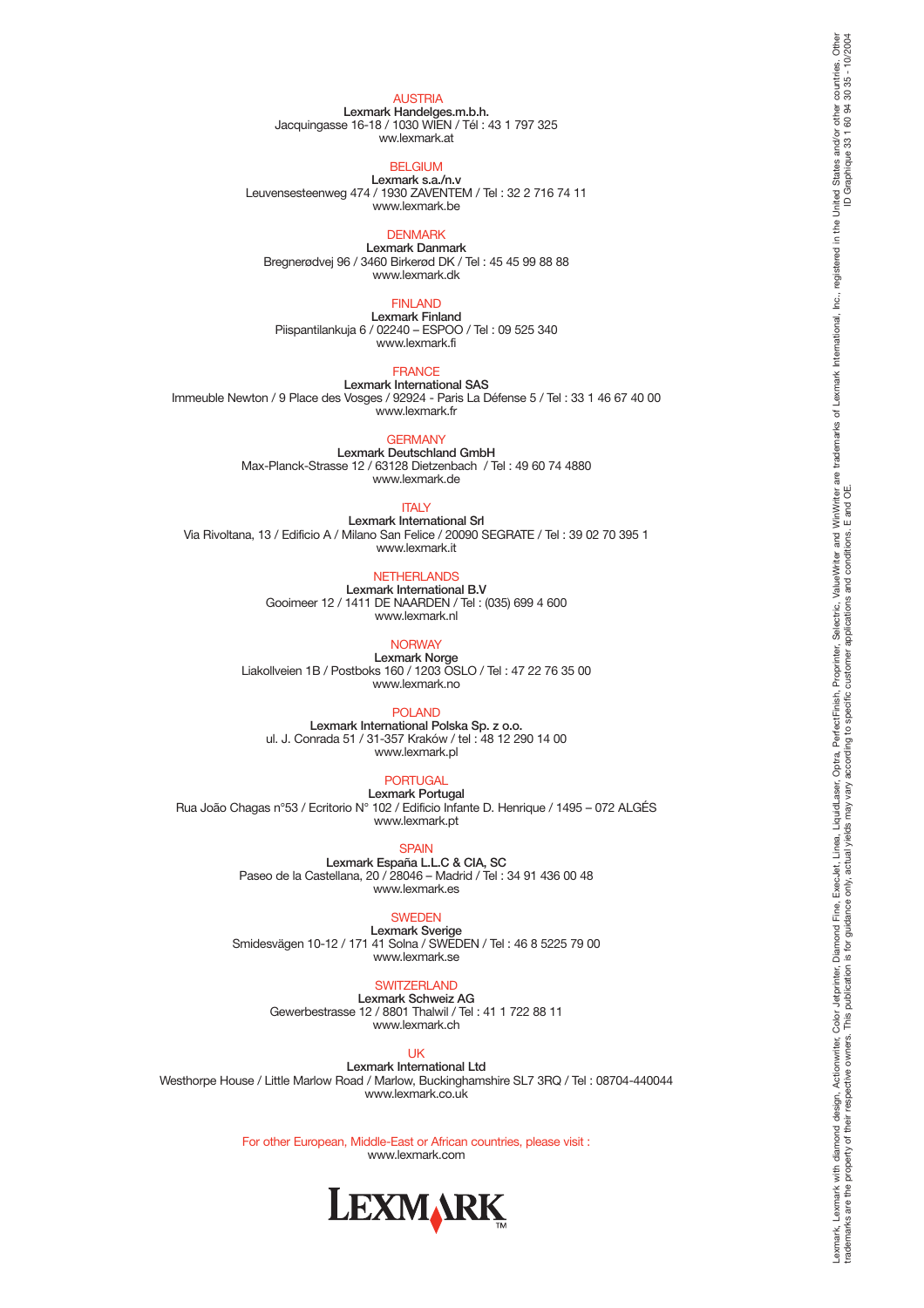AUSTRIA

**Lexmark Handelges.m.b.h.**
Jacquingasse 16-18 / 1030 WIEN / Tél : 43 1 797 325
ww.lexmark.at

BELGIUM

**Lexmark s.a./n.v**
Leuvensesteenweg 474 / 1930 ZAVENTEM / Tel : 32 2 716 74 11
www.lexmark.be

DENMARK

**Lexmark Danmark**
Bregnerødvej 96 / 3460 Birkerød DK / Tel : 45 45 99 88 88
www.lexmark.dk

FINLAND

**Lexmark Finland**
Piispantilankuja 6 / 02240 – ESPOO / Tel : 09 525 340
www.lexmark.fi

FRANCE

**Lexmark International SAS**
Immeuble Newton / 9 Place des Vosges / 92924 - Paris La Défense 5 / Tel : 33 1 46 67 40 00
www.lexmark.fr

GERMANY

**Lexmark Deutschland GmbH**
Max-Planck-Strasse 12 / 63128 Dietzenbach / Tel : 49 60 74 4880
www.lexmark.de

ITALY

**Lexmark International Srl**
Via Rivoltana, 13 / Edificio A / Milano San Felice / 20090 SEGRATE / Tel : 39 02 70 395 1
www.lexmark.it

NETHERLANDS

**Lexmark International B.V**
Gooimeer 12 / 1411 DE NAARDEN / Tel : (035) 699 4 600
www.lexmark.nl

NORWAY

**Lexmark Norge**
Liakollveien 1B / Postboks 160 / 1203 OSLO / Tel : 47 22 76 35 00
www.lexmark.no

POLAND

**Lexmark International Polska Sp. z o.o.**
ul. J. Conrada 51 / 31-357 Kraków / tel : 48 12 290 14 00
www.lexmark.pl

PORTUGAL

**Lexmark Portugal**
Rua João Chagas n°53 / Ecritorio N° 102 / Edificio Infante D. Henrique / 1495 – 072 ALGÉS
www.lexmark.pt

SPAIN

**Lexmark España L.L.C & CIA, SC**
Paseo de la Castellana, 20 / 28046 – Madrid / Tel : 34 91 436 00 48
www.lexmark.es

SWEDEN

**Lexmark Sverige**
Smidesvägen 10-12 / 171 41 Solna / SWEDEN / Tel : 46 8 5225 79 00
www.lexmark.se

SWITZERLAND

**Lexmark Schweiz AG**
Gewerbestrasse 12 / 8801 Thalwil / Tel : 41 1 722 88 11
www.lexmark.ch

UK

**Lexmark International Ltd**
Westhorpe House / Little Marlow Road / Marlow, Buckinghamshire SL7 3RQ / Tel : 08704-440044
www.lexmark.co.uk

For other European, Middle-East or African countries, please visit :
www.lexmark.com

LEXMARK™

Lexmark, Lexmark with diamond design, Actionwriter, Color Jetprinter, Diamond Fine, ExecJet, Linea, LiquidLaser, Optra, PerfectFinish, Proprinter, Selectric, ValueWriter and WinWriter are trademarks of Lexmark International, Inc., registered in the United States and/or other countries. Other trademarks are the property of their respective owners. This publication is for guidance only, actual yields may vary according to specific customer applications and conditions. E and OE.
ID Graphique 33 1 60 94 30 35 - 10/2004